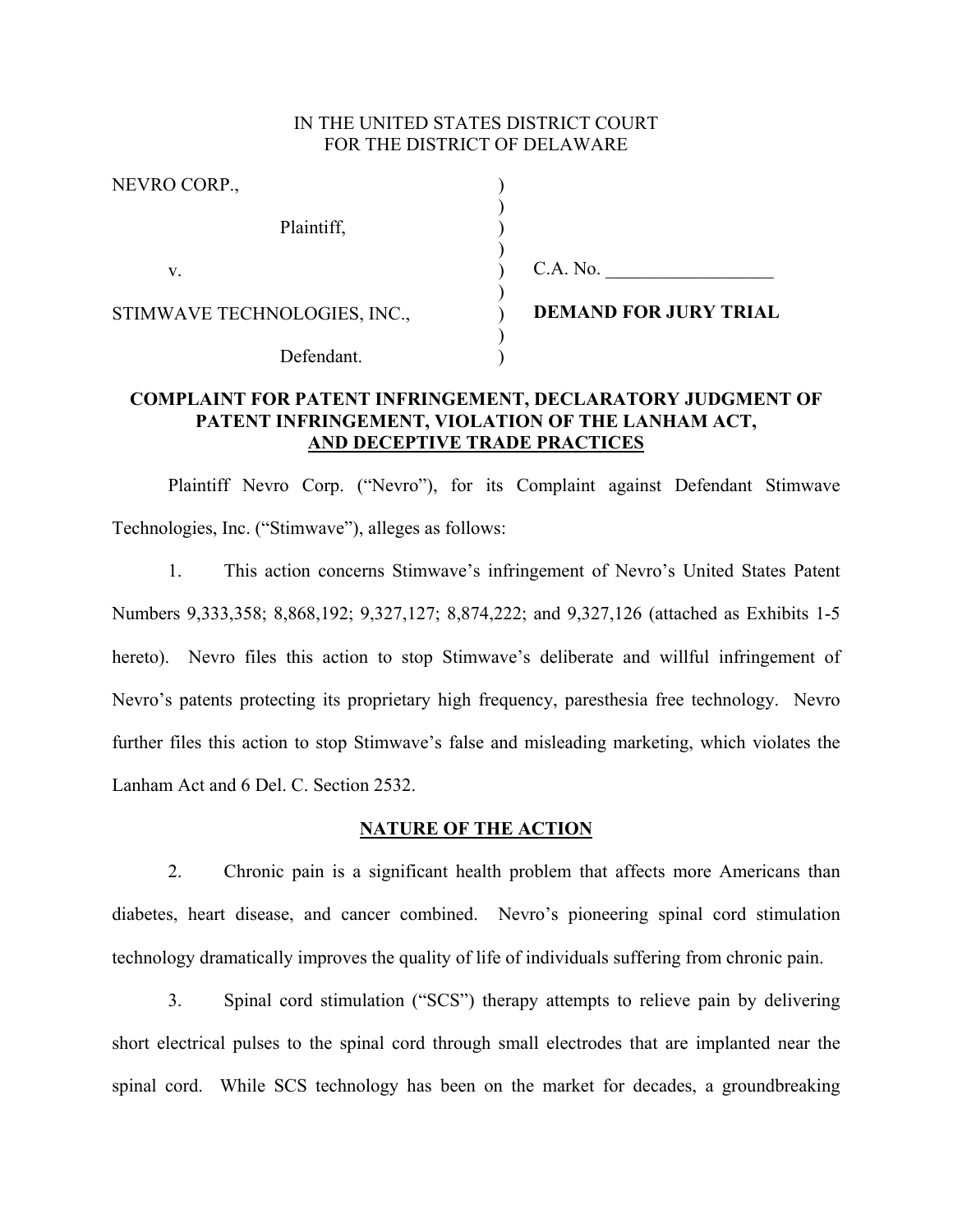IN THE UNITED STATES DISTRICT COURT
FOR THE DISTRICT OF DELAWARE

| | | |
|---|---|---|
| NEVRO CORP., | ) | |
| Plaintiff, | ) | |
| v. | ) | C.A. No. __________________ |
| STIMWAVE TECHNOLOGIES, INC., | ) | **DEMAND FOR JURY TRIAL** |
| Defendant. | ) | |

**COMPLAINT FOR PATENT INFRINGEMENT, DECLARATORY JUDGMENT OF PATENT INFRINGEMENT, VIOLATION OF THE LANHAM ACT, AND DECEPTIVE TRADE PRACTICES**

Plaintiff Nevro Corp. ("Nevro"), for its Complaint against Defendant Stimwave Technologies, Inc. ("Stimwave"), alleges as follows:

1. This action concerns Stimwave's infringement of Nevro's United States Patent Numbers 9,333,358; 8,868,192; 9,327,127; 8,874,222; and 9,327,126 (attached as Exhibits 1-5 hereto). Nevro files this action to stop Stimwave's deliberate and willful infringement of Nevro's patents protecting its proprietary high frequency, paresthesia free technology. Nevro further files this action to stop Stimwave's false and misleading marketing, which violates the Lanham Act and 6 Del. C. Section 2532.

## NATURE OF THE ACTION

2. Chronic pain is a significant health problem that affects more Americans than diabetes, heart disease, and cancer combined. Nevro's pioneering spinal cord stimulation technology dramatically improves the quality of life of individuals suffering from chronic pain.

3. Spinal cord stimulation ("SCS") therapy attempts to relieve pain by delivering short electrical pulses to the spinal cord through small electrodes that are implanted near the spinal cord. While SCS technology has been on the market for decades, a groundbreaking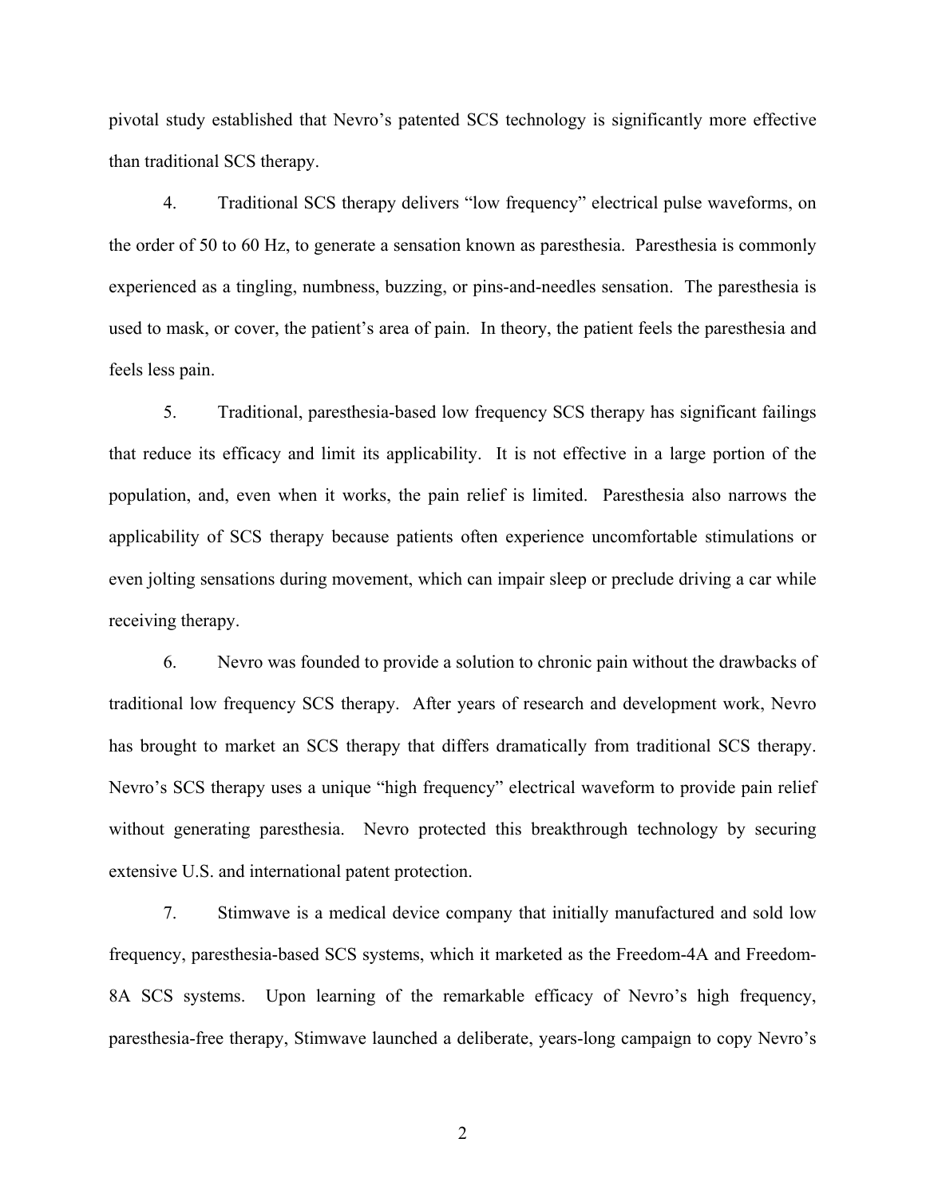pivotal study established that Nevro's patented SCS technology is significantly more effective than traditional SCS therapy.

4. Traditional SCS therapy delivers "low frequency" electrical pulse waveforms, on the order of 50 to 60 Hz, to generate a sensation known as paresthesia. Paresthesia is commonly experienced as a tingling, numbness, buzzing, or pins-and-needles sensation. The paresthesia is used to mask, or cover, the patient's area of pain. In theory, the patient feels the paresthesia and feels less pain.

5. Traditional, paresthesia-based low frequency SCS therapy has significant failings that reduce its efficacy and limit its applicability. It is not effective in a large portion of the population, and, even when it works, the pain relief is limited. Paresthesia also narrows the applicability of SCS therapy because patients often experience uncomfortable stimulations or even jolting sensations during movement, which can impair sleep or preclude driving a car while receiving therapy.

6. Nevro was founded to provide a solution to chronic pain without the drawbacks of traditional low frequency SCS therapy. After years of research and development work, Nevro has brought to market an SCS therapy that differs dramatically from traditional SCS therapy. Nevro's SCS therapy uses a unique "high frequency" electrical waveform to provide pain relief without generating paresthesia. Nevro protected this breakthrough technology by securing extensive U.S. and international patent protection.

7. Stimwave is a medical device company that initially manufactured and sold low frequency, paresthesia-based SCS systems, which it marketed as the Freedom-4A and Freedom-8A SCS systems. Upon learning of the remarkable efficacy of Nevro's high frequency, paresthesia-free therapy, Stimwave launched a deliberate, years-long campaign to copy Nevro's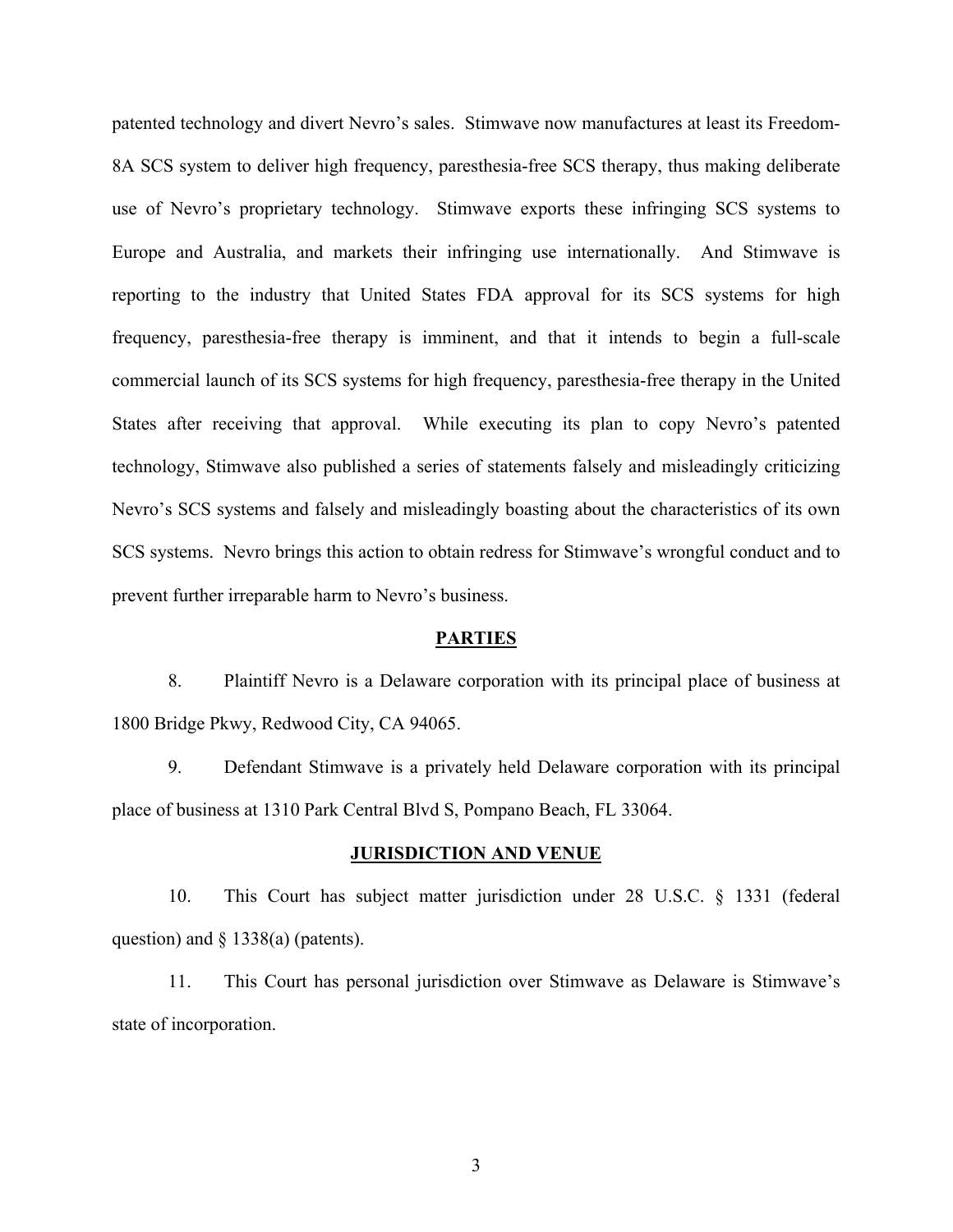patented technology and divert Nevro's sales. Stimwave now manufactures at least its Freedom-8A SCS system to deliver high frequency, paresthesia-free SCS therapy, thus making deliberate use of Nevro's proprietary technology. Stimwave exports these infringing SCS systems to Europe and Australia, and markets their infringing use internationally. And Stimwave is reporting to the industry that United States FDA approval for its SCS systems for high frequency, paresthesia-free therapy is imminent, and that it intends to begin a full-scale commercial launch of its SCS systems for high frequency, paresthesia-free therapy in the United States after receiving that approval. While executing its plan to copy Nevro's patented technology, Stimwave also published a series of statements falsely and misleadingly criticizing Nevro's SCS systems and falsely and misleadingly boasting about the characteristics of its own SCS systems. Nevro brings this action to obtain redress for Stimwave's wrongful conduct and to prevent further irreparable harm to Nevro's business.

## PARTIES

8. Plaintiff Nevro is a Delaware corporation with its principal place of business at 1800 Bridge Pkwy, Redwood City, CA 94065.

9. Defendant Stimwave is a privately held Delaware corporation with its principal place of business at 1310 Park Central Blvd S, Pompano Beach, FL 33064.

## JURISDICTION AND VENUE

10. This Court has subject matter jurisdiction under 28 U.S.C. § 1331 (federal question) and § 1338(a) (patents).

11. This Court has personal jurisdiction over Stimwave as Delaware is Stimwave's state of incorporation.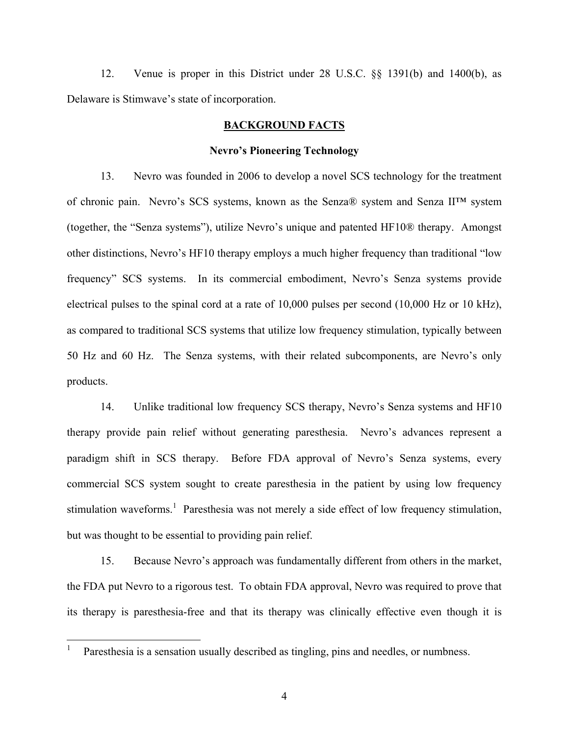12. Venue is proper in this District under 28 U.S.C. §§ 1391(b) and 1400(b), as Delaware is Stimwave's state of incorporation.

## BACKGROUND FACTS

### Nevro's Pioneering Technology

13. Nevro was founded in 2006 to develop a novel SCS technology for the treatment of chronic pain. Nevro's SCS systems, known as the Senza® system and Senza II™ system (together, the "Senza systems"), utilize Nevro's unique and patented HF10® therapy. Amongst other distinctions, Nevro's HF10 therapy employs a much higher frequency than traditional "low frequency" SCS systems. In its commercial embodiment, Nevro's Senza systems provide electrical pulses to the spinal cord at a rate of 10,000 pulses per second (10,000 Hz or 10 kHz), as compared to traditional SCS systems that utilize low frequency stimulation, typically between 50 Hz and 60 Hz. The Senza systems, with their related subcomponents, are Nevro's only products.

14. Unlike traditional low frequency SCS therapy, Nevro's Senza systems and HF10 therapy provide pain relief without generating paresthesia. Nevro's advances represent a paradigm shift in SCS therapy. Before FDA approval of Nevro's Senza systems, every commercial SCS system sought to create paresthesia in the patient by using low frequency stimulation waveforms.[1] Paresthesia was not merely a side effect of low frequency stimulation, but was thought to be essential to providing pain relief.

15. Because Nevro's approach was fundamentally different from others in the market, the FDA put Nevro to a rigorous test. To obtain FDA approval, Nevro was required to prove that its therapy is paresthesia-free and that its therapy was clinically effective even though it is

---

[1] Paresthesia is a sensation usually described as tingling, pins and needles, or numbness.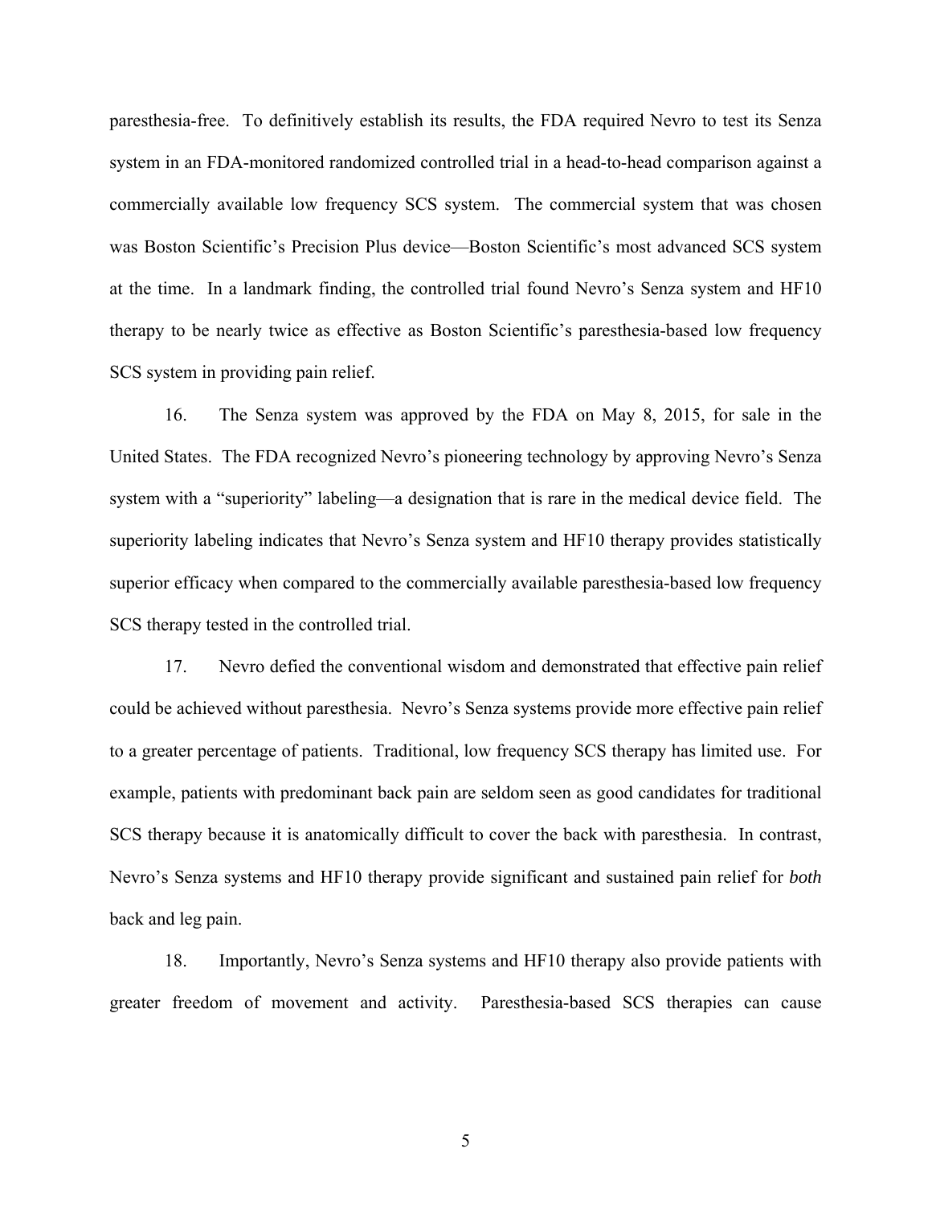paresthesia-free. To definitively establish its results, the FDA required Nevro to test its Senza system in an FDA-monitored randomized controlled trial in a head-to-head comparison against a commercially available low frequency SCS system. The commercial system that was chosen was Boston Scientific's Precision Plus device—Boston Scientific's most advanced SCS system at the time. In a landmark finding, the controlled trial found Nevro's Senza system and HF10 therapy to be nearly twice as effective as Boston Scientific's paresthesia-based low frequency SCS system in providing pain relief.

16. The Senza system was approved by the FDA on May 8, 2015, for sale in the United States. The FDA recognized Nevro's pioneering technology by approving Nevro's Senza system with a "superiority" labeling—a designation that is rare in the medical device field. The superiority labeling indicates that Nevro's Senza system and HF10 therapy provides statistically superior efficacy when compared to the commercially available paresthesia-based low frequency SCS therapy tested in the controlled trial.

17. Nevro defied the conventional wisdom and demonstrated that effective pain relief could be achieved without paresthesia. Nevro's Senza systems provide more effective pain relief to a greater percentage of patients. Traditional, low frequency SCS therapy has limited use. For example, patients with predominant back pain are seldom seen as good candidates for traditional SCS therapy because it is anatomically difficult to cover the back with paresthesia. In contrast, Nevro's Senza systems and HF10 therapy provide significant and sustained pain relief for *both* back and leg pain.

18. Importantly, Nevro's Senza systems and HF10 therapy also provide patients with greater freedom of movement and activity. Paresthesia-based SCS therapies can cause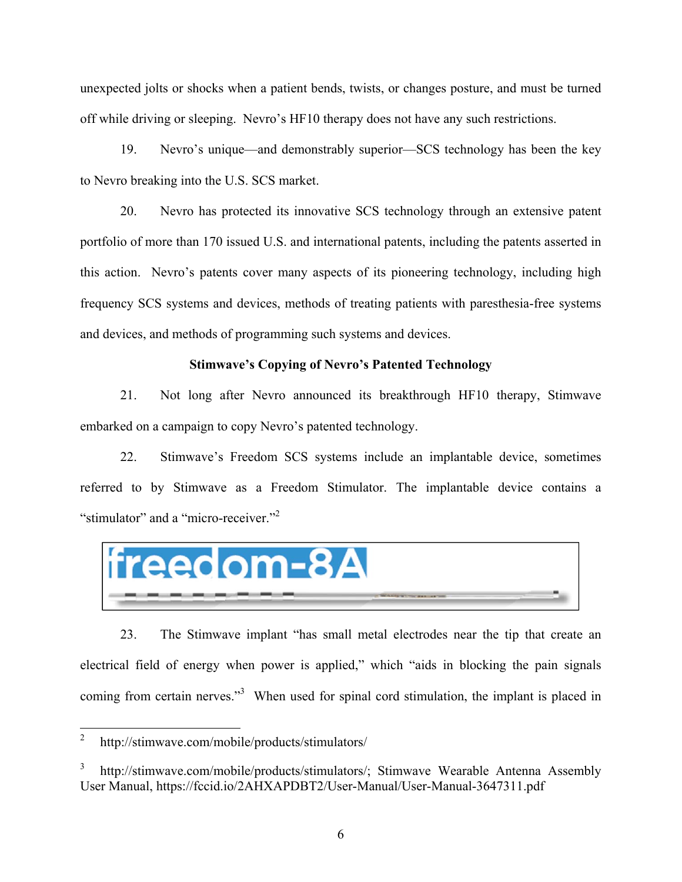unexpected jolts or shocks when a patient bends, twists, or changes posture, and must be turned off while driving or sleeping. Nevro's HF10 therapy does not have any such restrictions.

19. Nevro's unique—and demonstrably superior—SCS technology has been the key to Nevro breaking into the U.S. SCS market.

20. Nevro has protected its innovative SCS technology through an extensive patent portfolio of more than 170 issued U.S. and international patents, including the patents asserted in this action. Nevro's patents cover many aspects of its pioneering technology, including high frequency SCS systems and devices, methods of treating patients with paresthesia-free systems and devices, and methods of programming such systems and devices.

**Stimwave's Copying of Nevro's Patented Technology**

21. Not long after Nevro announced its breakthrough HF10 therapy, Stimwave embarked on a campaign to copy Nevro's patented technology.

22. Stimwave's Freedom SCS systems include an implantable device, sometimes referred to by Stimwave as a Freedom Stimulator. The implantable device contains a "stimulator" and a "micro-receiver."[2]

freedom-8A

23. The Stimwave implant "has small metal electrodes near the tip that create an electrical field of energy when power is applied," which "aids in blocking the pain signals coming from certain nerves."[3] When used for spinal cord stimulation, the implant is placed in

---

[2] http://stimwave.com/mobile/products/stimulators/

[3] http://stimwave.com/mobile/products/stimulators/; Stimwave Wearable Antenna Assembly User Manual, https://fccid.io/2AHXAPDBT2/User-Manual/User-Manual-3647311.pdf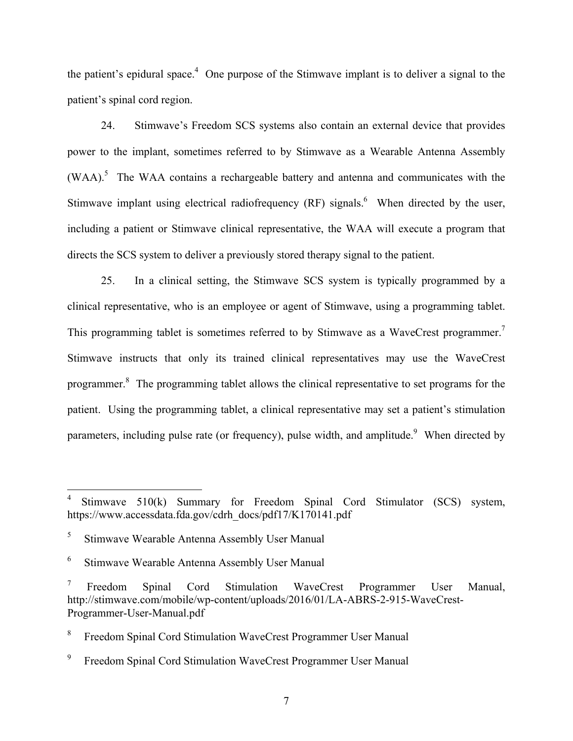the patient's epidural space.[4] One purpose of the Stimwave implant is to deliver a signal to the patient's spinal cord region.

24. Stimwave's Freedom SCS systems also contain an external device that provides power to the implant, sometimes referred to by Stimwave as a Wearable Antenna Assembly (WAA).[5] The WAA contains a rechargeable battery and antenna and communicates with the Stimwave implant using electrical radiofrequency (RF) signals.[6] When directed by the user, including a patient or Stimwave clinical representative, the WAA will execute a program that directs the SCS system to deliver a previously stored therapy signal to the patient.

25. In a clinical setting, the Stimwave SCS system is typically programmed by a clinical representative, who is an employee or agent of Stimwave, using a programming tablet. This programming tablet is sometimes referred to by Stimwave as a WaveCrest programmer.[7] Stimwave instructs that only its trained clinical representatives may use the WaveCrest programmer.[8] The programming tablet allows the clinical representative to set programs for the patient. Using the programming tablet, a clinical representative may set a patient's stimulation parameters, including pulse rate (or frequency), pulse width, and amplitude.[9] When directed by

---

[4] Stimwave 510(k) Summary for Freedom Spinal Cord Stimulator (SCS) system, https://www.accessdata.fda.gov/cdrh_docs/pdf17/K170141.pdf

[5] Stimwave Wearable Antenna Assembly User Manual

[6] Stimwave Wearable Antenna Assembly User Manual

[7] Freedom Spinal Cord Stimulation WaveCrest Programmer User Manual, http://stimwave.com/mobile/wp-content/uploads/2016/01/LA-ABRS-2-915-WaveCrest-Programmer-User-Manual.pdf

[8] Freedom Spinal Cord Stimulation WaveCrest Programmer User Manual

[9] Freedom Spinal Cord Stimulation WaveCrest Programmer User Manual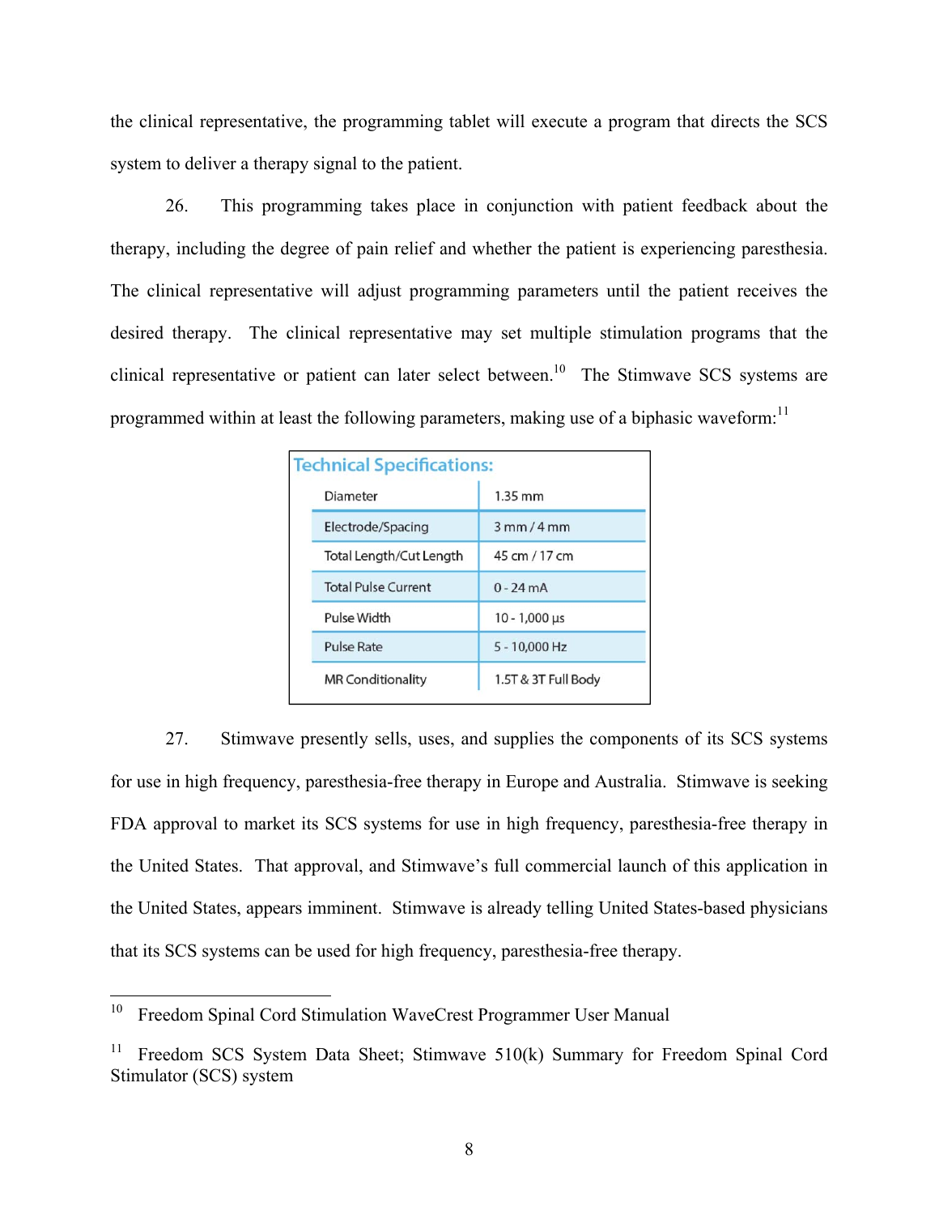the clinical representative, the programming tablet will execute a program that directs the SCS system to deliver a therapy signal to the patient.

26. This programming takes place in conjunction with patient feedback about the therapy, including the degree of pain relief and whether the patient is experiencing paresthesia. The clinical representative will adjust programming parameters until the patient receives the desired therapy. The clinical representative may set multiple stimulation programs that the clinical representative or patient can later select between.[10] The Stimwave SCS systems are programmed within at least the following parameters, making use of a biphasic waveform:[11]

**Technical Specifications:**

| | |
|---|---|
| Diameter | 1.35 mm |
| Electrode/Spacing | 3 mm / 4 mm |
| Total Length/Cut Length | 45 cm / 17 cm |
| Total Pulse Current | 0 - 24 mA |
| Pulse Width | 10 - 1,000 µs |
| Pulse Rate | 5 - 10,000 Hz |
| MR Conditionality | 1.5T & 3T Full Body |

27. Stimwave presently sells, uses, and supplies the components of its SCS systems for use in high frequency, paresthesia-free therapy in Europe and Australia. Stimwave is seeking FDA approval to market its SCS systems for use in high frequency, paresthesia-free therapy in the United States. That approval, and Stimwave's full commercial launch of this application in the United States, appears imminent. Stimwave is already telling United States-based physicians that its SCS systems can be used for high frequency, paresthesia-free therapy.

---

[10] Freedom Spinal Cord Stimulation WaveCrest Programmer User Manual

[11] Freedom SCS System Data Sheet; Stimwave 510(k) Summary for Freedom Spinal Cord Stimulator (SCS) system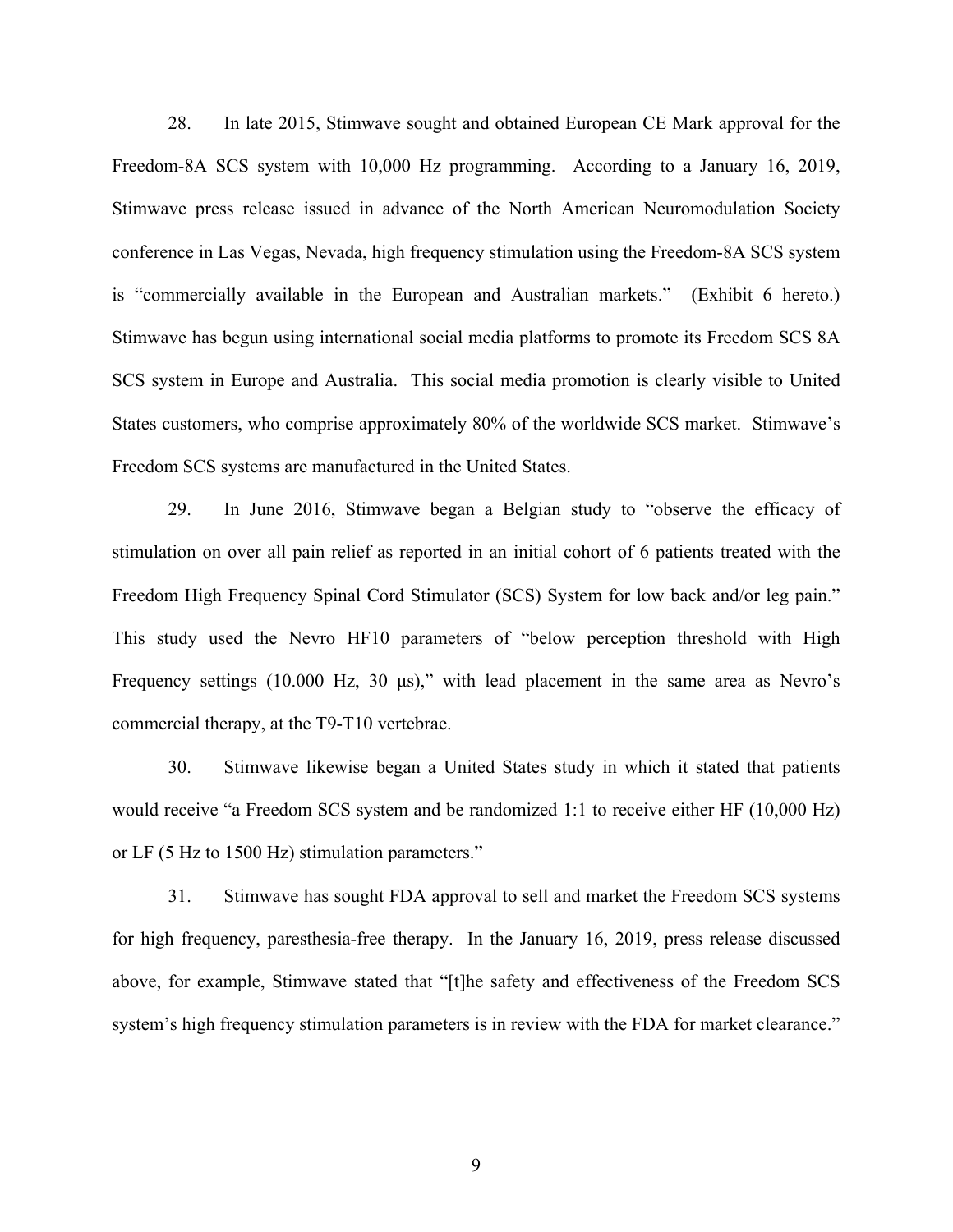28. In late 2015, Stimwave sought and obtained European CE Mark approval for the Freedom-8A SCS system with 10,000 Hz programming. According to a January 16, 2019, Stimwave press release issued in advance of the North American Neuromodulation Society conference in Las Vegas, Nevada, high frequency stimulation using the Freedom-8A SCS system is "commercially available in the European and Australian markets." (Exhibit 6 hereto.) Stimwave has begun using international social media platforms to promote its Freedom SCS 8A SCS system in Europe and Australia. This social media promotion is clearly visible to United States customers, who comprise approximately 80% of the worldwide SCS market. Stimwave's Freedom SCS systems are manufactured in the United States.

29. In June 2016, Stimwave began a Belgian study to "observe the efficacy of stimulation on over all pain relief as reported in an initial cohort of 6 patients treated with the Freedom High Frequency Spinal Cord Stimulator (SCS) System for low back and/or leg pain." This study used the Nevro HF10 parameters of "below perception threshold with High Frequency settings (10.000 Hz, 30 μs)," with lead placement in the same area as Nevro's commercial therapy, at the T9-T10 vertebrae.

30. Stimwave likewise began a United States study in which it stated that patients would receive "a Freedom SCS system and be randomized 1:1 to receive either HF (10,000 Hz) or LF (5 Hz to 1500 Hz) stimulation parameters."

31. Stimwave has sought FDA approval to sell and market the Freedom SCS systems for high frequency, paresthesia-free therapy. In the January 16, 2019, press release discussed above, for example, Stimwave stated that "[t]he safety and effectiveness of the Freedom SCS system's high frequency stimulation parameters is in review with the FDA for market clearance."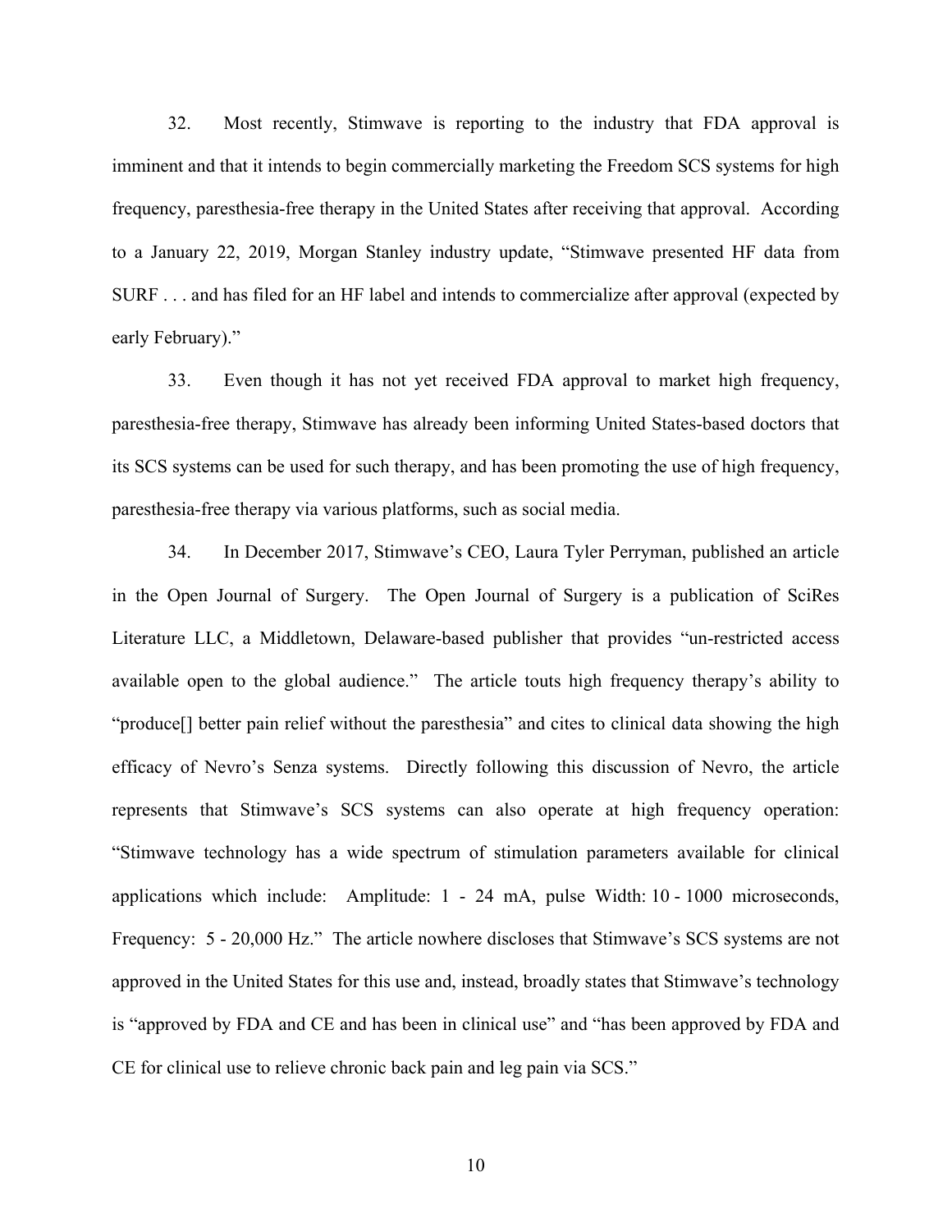32. Most recently, Stimwave is reporting to the industry that FDA approval is imminent and that it intends to begin commercially marketing the Freedom SCS systems for high frequency, paresthesia-free therapy in the United States after receiving that approval. According to a January 22, 2019, Morgan Stanley industry update, "Stimwave presented HF data from SURF . . . and has filed for an HF label and intends to commercialize after approval (expected by early February)."

33. Even though it has not yet received FDA approval to market high frequency, paresthesia-free therapy, Stimwave has already been informing United States-based doctors that its SCS systems can be used for such therapy, and has been promoting the use of high frequency, paresthesia-free therapy via various platforms, such as social media.

34. In December 2017, Stimwave's CEO, Laura Tyler Perryman, published an article in the Open Journal of Surgery. The Open Journal of Surgery is a publication of SciRes Literature LLC, a Middletown, Delaware-based publisher that provides "un-restricted access available open to the global audience." The article touts high frequency therapy's ability to "produce[] better pain relief without the paresthesia" and cites to clinical data showing the high efficacy of Nevro's Senza systems. Directly following this discussion of Nevro, the article represents that Stimwave's SCS systems can also operate at high frequency operation: "Stimwave technology has a wide spectrum of stimulation parameters available for clinical applications which include: Amplitude: 1 - 24 mA, pulse Width: 10 - 1000 microseconds, Frequency: 5 - 20,000 Hz." The article nowhere discloses that Stimwave's SCS systems are not approved in the United States for this use and, instead, broadly states that Stimwave's technology is "approved by FDA and CE and has been in clinical use" and "has been approved by FDA and CE for clinical use to relieve chronic back pain and leg pain via SCS."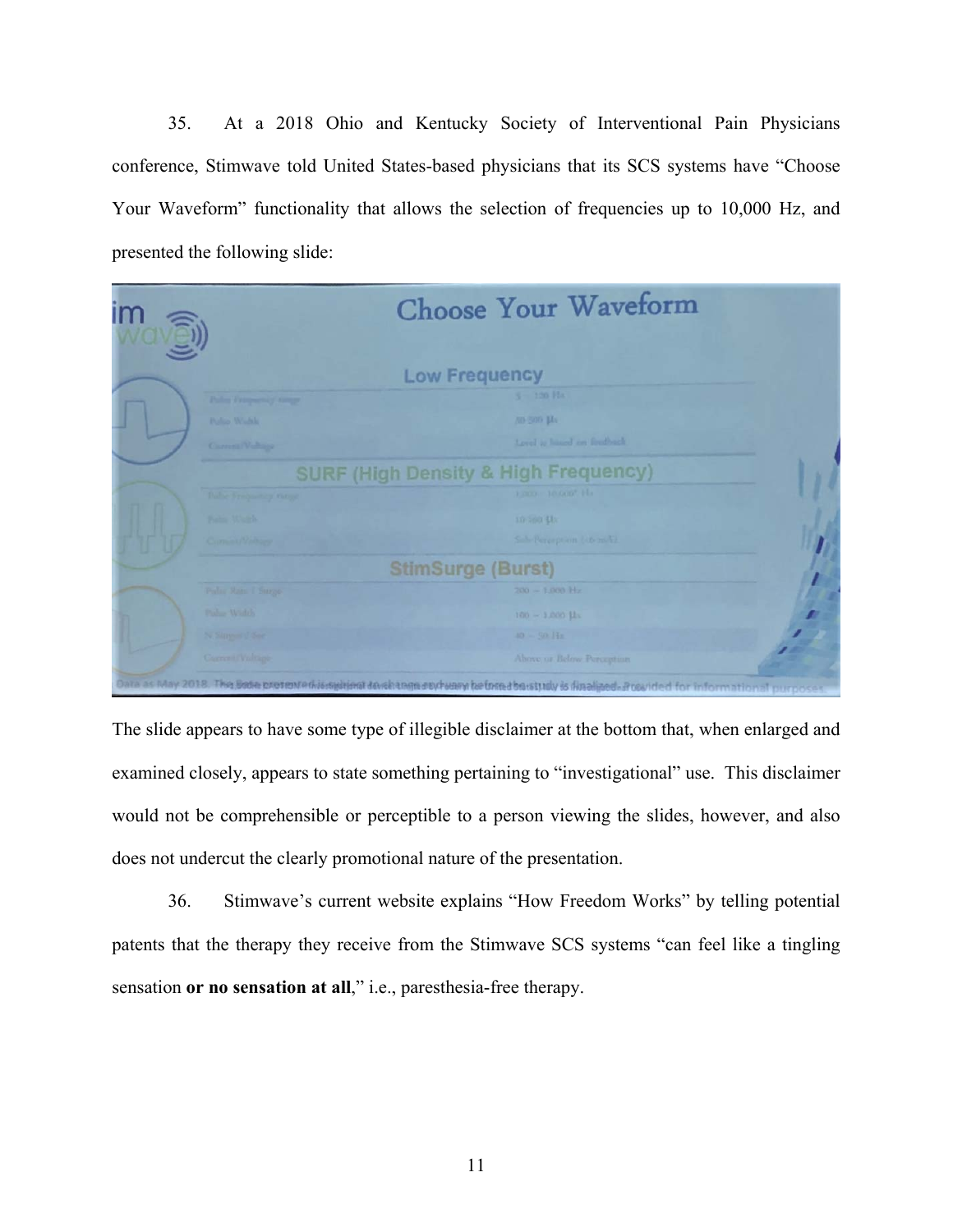35. At a 2018 Ohio and Kentucky Society of Interventional Pain Physicians conference, Stimwave told United States-based physicians that its SCS systems have "Choose Your Waveform" functionality that allows the selection of frequencies up to 10,000 Hz, and presented the following slide:

Choose Your Waveform

Low Frequency

SURF (High Density & High Frequency)

StimSurge (Burst)

The slide appears to have some type of illegible disclaimer at the bottom that, when enlarged and examined closely, appears to state something pertaining to "investigational" use. This disclaimer would not be comprehensible or perceptible to a person viewing the slides, however, and also does not undercut the clearly promotional nature of the presentation.

36. Stimwave's current website explains "How Freedom Works" by telling potential patents that the therapy they receive from the Stimwave SCS systems "can feel like a tingling sensation **or no sensation at all**," i.e., paresthesia-free therapy.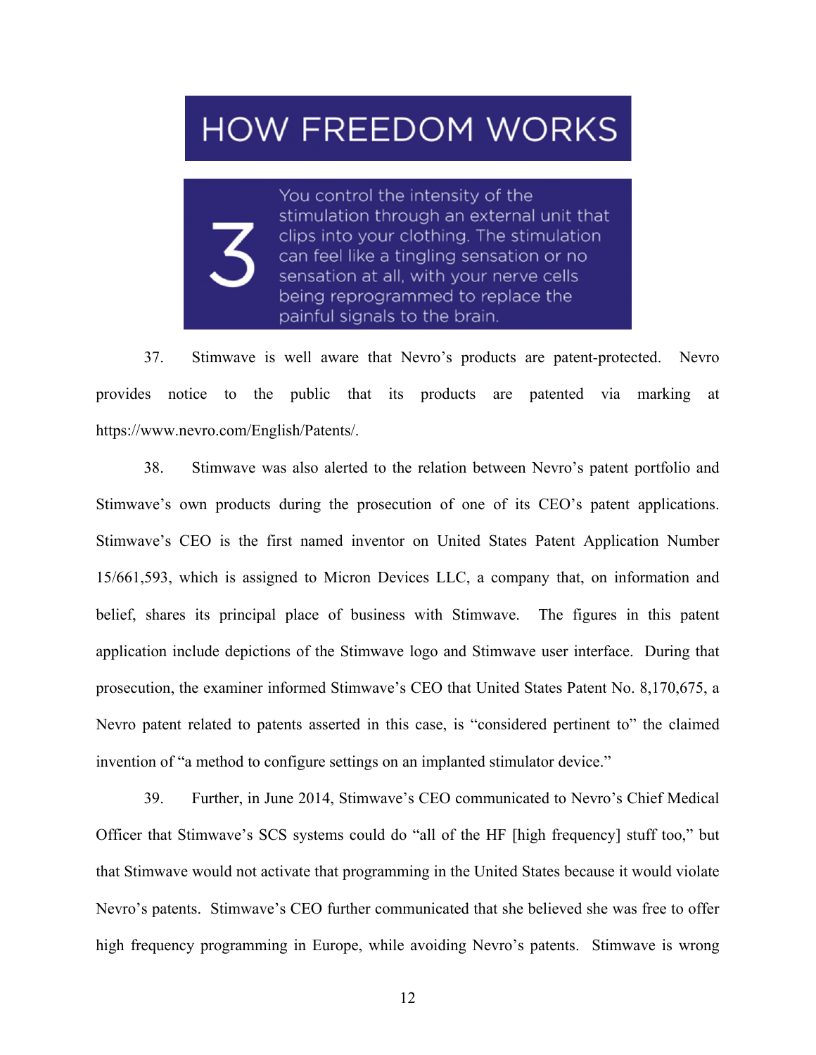HOW FREEDOM WORKS

3 You control the intensity of the stimulation through an external unit that clips into your clothing. The stimulation can feel like a tingling sensation or no sensation at all, with your nerve cells being reprogrammed to replace the painful signals to the brain.

37. Stimwave is well aware that Nevro's products are patent-protected. Nevro provides notice to the public that its products are patented via marking at https://www.nevro.com/English/Patents/.

38. Stimwave was also alerted to the relation between Nevro's patent portfolio and Stimwave's own products during the prosecution of one of its CEO's patent applications. Stimwave's CEO is the first named inventor on United States Patent Application Number 15/661,593, which is assigned to Micron Devices LLC, a company that, on information and belief, shares its principal place of business with Stimwave. The figures in this patent application include depictions of the Stimwave logo and Stimwave user interface. During that prosecution, the examiner informed Stimwave's CEO that United States Patent No. 8,170,675, a Nevro patent related to patents asserted in this case, is "considered pertinent to" the claimed invention of "a method to configure settings on an implanted stimulator device."

39. Further, in June 2014, Stimwave's CEO communicated to Nevro's Chief Medical Officer that Stimwave's SCS systems could do "all of the HF [high frequency] stuff too," but that Stimwave would not activate that programming in the United States because it would violate Nevro's patents. Stimwave's CEO further communicated that she believed she was free to offer high frequency programming in Europe, while avoiding Nevro's patents. Stimwave is wrong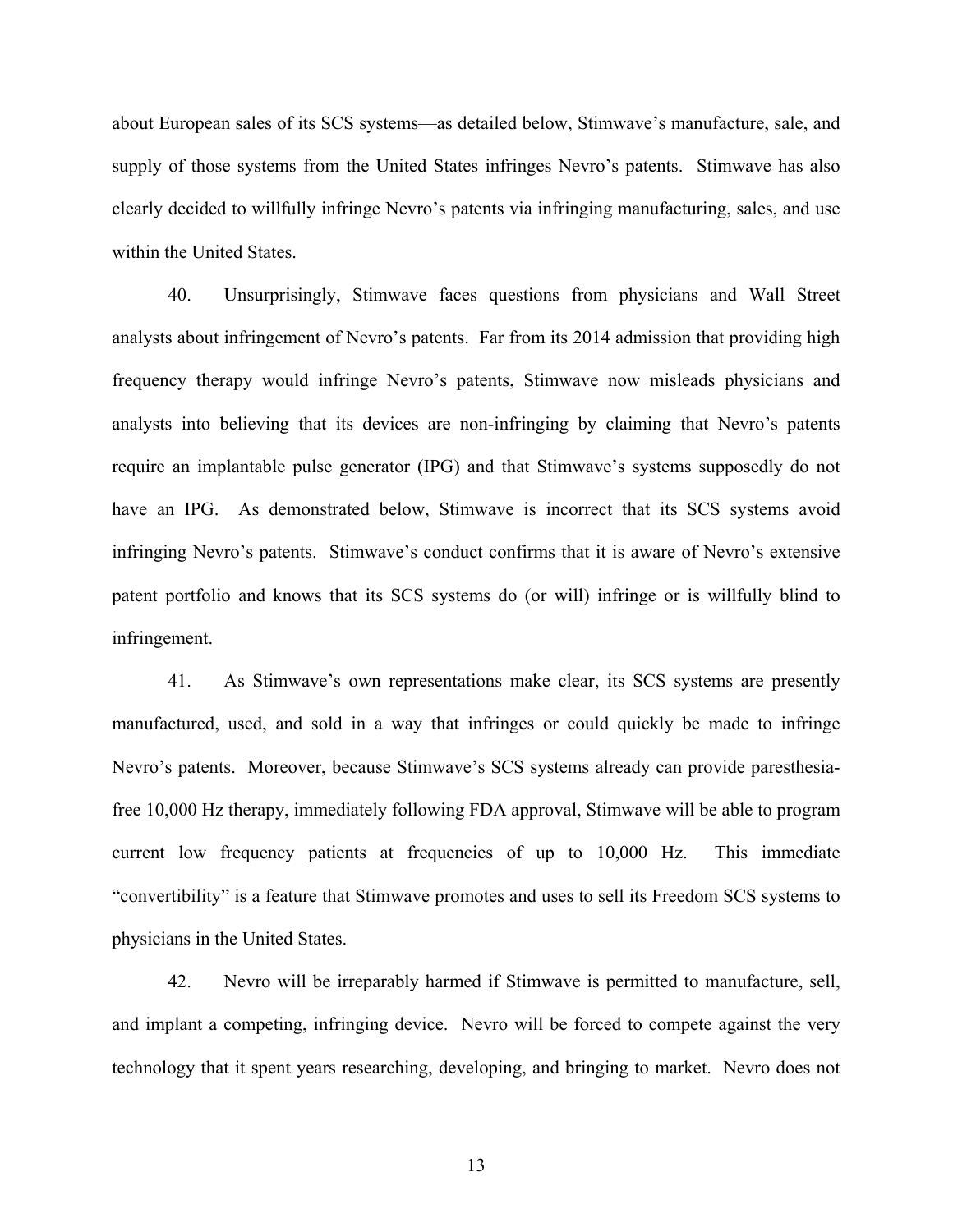about European sales of its SCS systems—as detailed below, Stimwave's manufacture, sale, and supply of those systems from the United States infringes Nevro's patents. Stimwave has also clearly decided to willfully infringe Nevro's patents via infringing manufacturing, sales, and use within the United States.

40. Unsurprisingly, Stimwave faces questions from physicians and Wall Street analysts about infringement of Nevro's patents. Far from its 2014 admission that providing high frequency therapy would infringe Nevro's patents, Stimwave now misleads physicians and analysts into believing that its devices are non-infringing by claiming that Nevro's patents require an implantable pulse generator (IPG) and that Stimwave's systems supposedly do not have an IPG. As demonstrated below, Stimwave is incorrect that its SCS systems avoid infringing Nevro's patents. Stimwave's conduct confirms that it is aware of Nevro's extensive patent portfolio and knows that its SCS systems do (or will) infringe or is willfully blind to infringement.

41. As Stimwave's own representations make clear, its SCS systems are presently manufactured, used, and sold in a way that infringes or could quickly be made to infringe Nevro's patents. Moreover, because Stimwave's SCS systems already can provide paresthesia-free 10,000 Hz therapy, immediately following FDA approval, Stimwave will be able to program current low frequency patients at frequencies of up to 10,000 Hz. This immediate "convertibility" is a feature that Stimwave promotes and uses to sell its Freedom SCS systems to physicians in the United States.

42. Nevro will be irreparably harmed if Stimwave is permitted to manufacture, sell, and implant a competing, infringing device. Nevro will be forced to compete against the very technology that it spent years researching, developing, and bringing to market. Nevro does not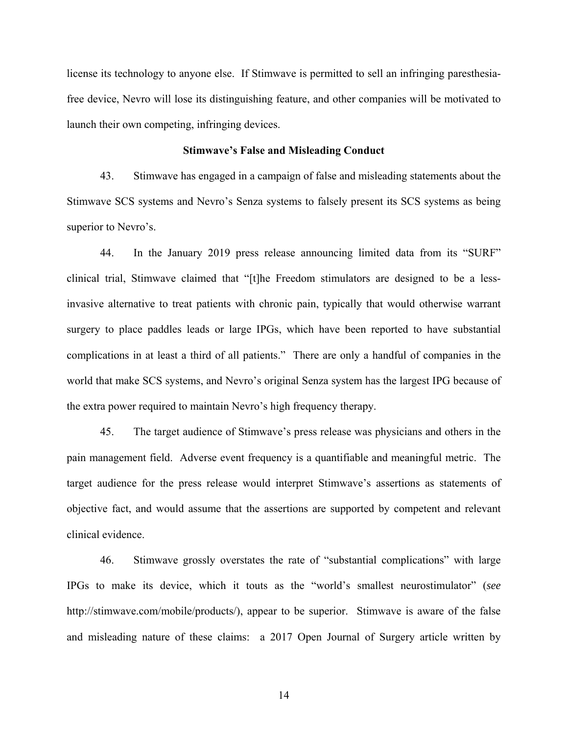license its technology to anyone else. If Stimwave is permitted to sell an infringing paresthesia-free device, Nevro will lose its distinguishing feature, and other companies will be motivated to launch their own competing, infringing devices.

**Stimwave's False and Misleading Conduct**

43. Stimwave has engaged in a campaign of false and misleading statements about the Stimwave SCS systems and Nevro's Senza systems to falsely present its SCS systems as being superior to Nevro's.

44. In the January 2019 press release announcing limited data from its "SURF" clinical trial, Stimwave claimed that "[t]he Freedom stimulators are designed to be a less-invasive alternative to treat patients with chronic pain, typically that would otherwise warrant surgery to place paddles leads or large IPGs, which have been reported to have substantial complications in at least a third of all patients." There are only a handful of companies in the world that make SCS systems, and Nevro's original Senza system has the largest IPG because of the extra power required to maintain Nevro's high frequency therapy.

45. The target audience of Stimwave's press release was physicians and others in the pain management field. Adverse event frequency is a quantifiable and meaningful metric. The target audience for the press release would interpret Stimwave's assertions as statements of objective fact, and would assume that the assertions are supported by competent and relevant clinical evidence.

46. Stimwave grossly overstates the rate of "substantial complications" with large IPGs to make its device, which it touts as the "world's smallest neurostimulator" (*see* http://stimwave.com/mobile/products/), appear to be superior. Stimwave is aware of the false and misleading nature of these claims: a 2017 Open Journal of Surgery article written by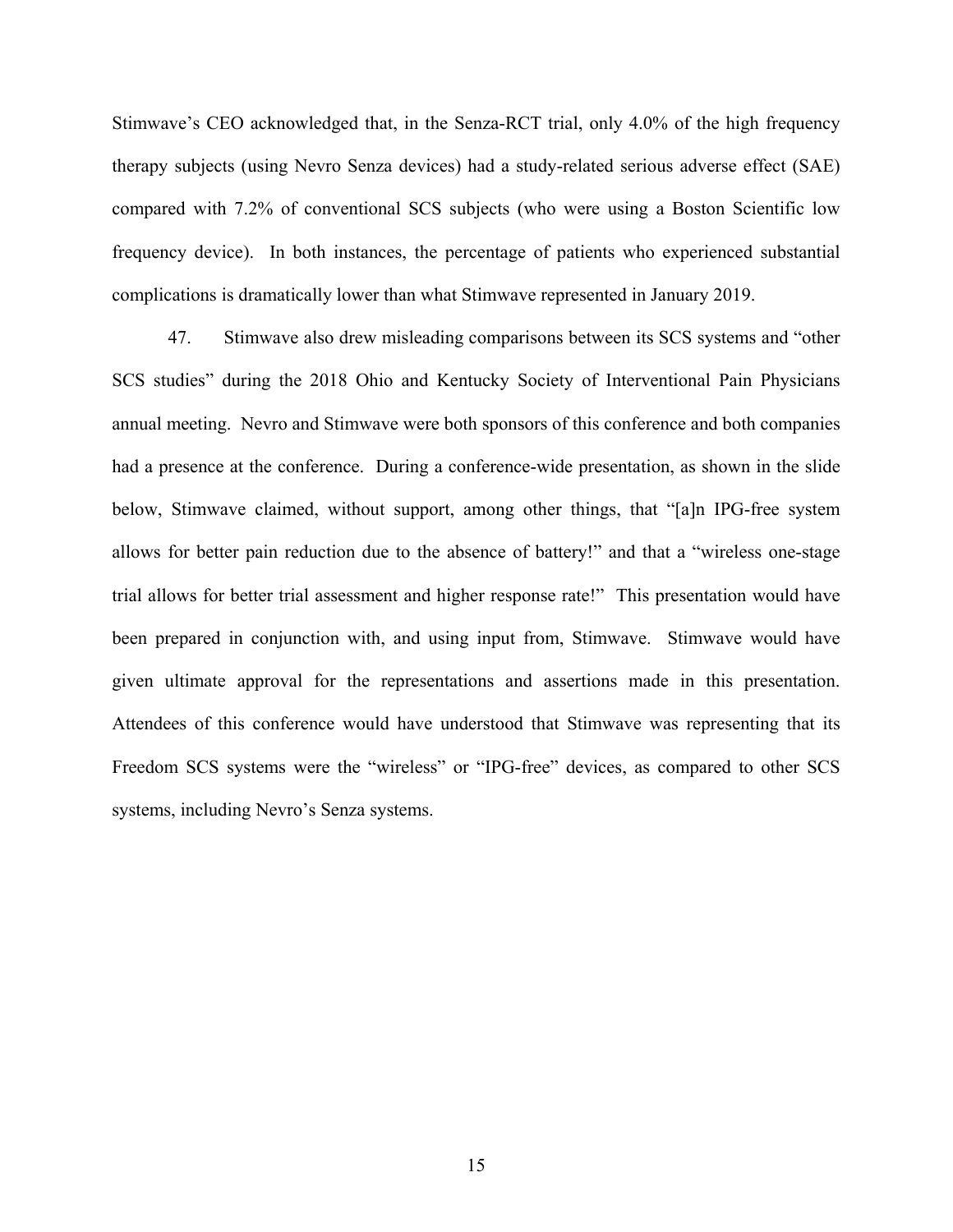Stimwave's CEO acknowledged that, in the Senza-RCT trial, only 4.0% of the high frequency therapy subjects (using Nevro Senza devices) had a study-related serious adverse effect (SAE) compared with 7.2% of conventional SCS subjects (who were using a Boston Scientific low frequency device). In both instances, the percentage of patients who experienced substantial complications is dramatically lower than what Stimwave represented in January 2019.

47. Stimwave also drew misleading comparisons between its SCS systems and "other SCS studies" during the 2018 Ohio and Kentucky Society of Interventional Pain Physicians annual meeting. Nevro and Stimwave were both sponsors of this conference and both companies had a presence at the conference. During a conference-wide presentation, as shown in the slide below, Stimwave claimed, without support, among other things, that "[a]n IPG-free system allows for better pain reduction due to the absence of battery!" and that a "wireless one-stage trial allows for better trial assessment and higher response rate!" This presentation would have been prepared in conjunction with, and using input from, Stimwave. Stimwave would have given ultimate approval for the representations and assertions made in this presentation. Attendees of this conference would have understood that Stimwave was representing that its Freedom SCS systems were the "wireless" or "IPG-free" devices, as compared to other SCS systems, including Nevro's Senza systems.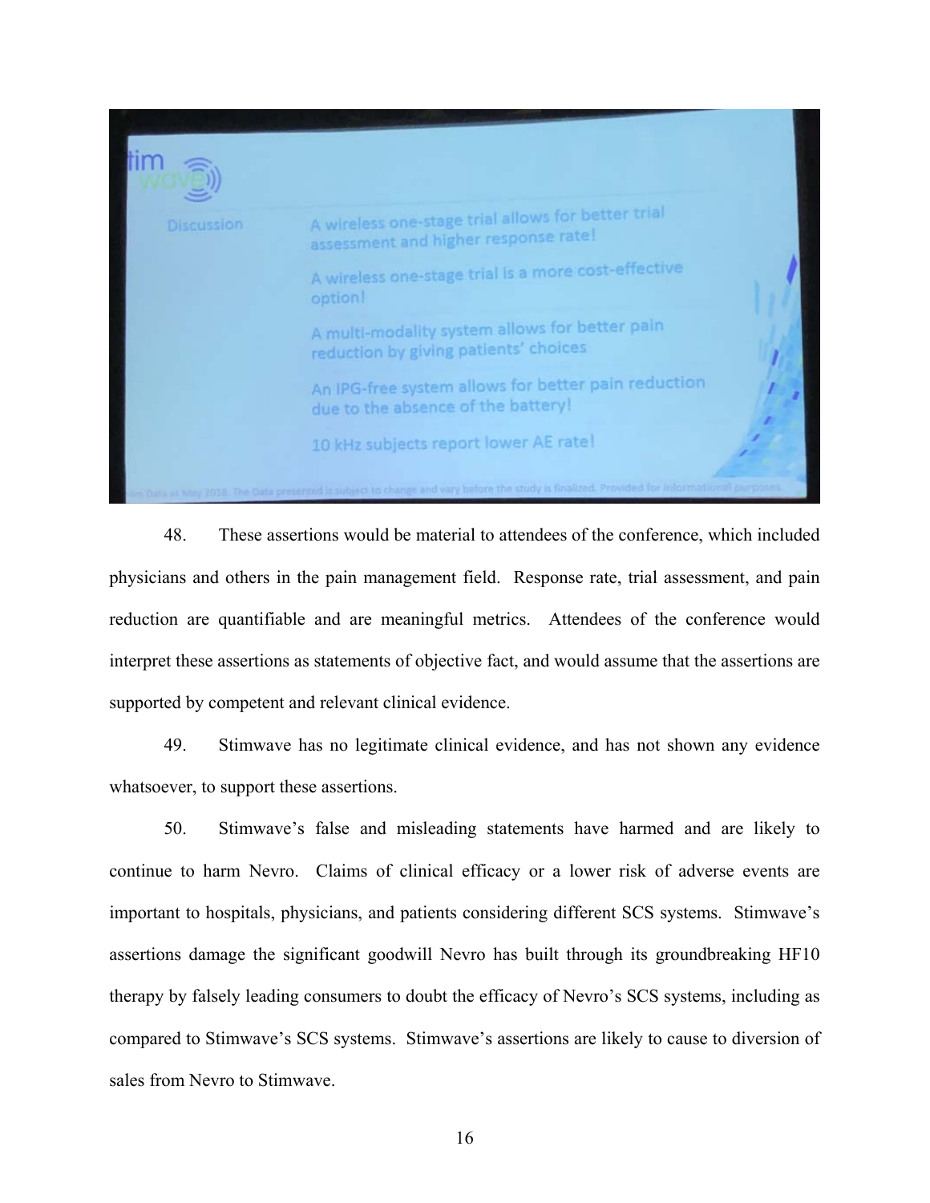Stimwave

Discussion

A wireless one-stage trial allows for better trial assessment and higher response rate!

A wireless one-stage trial is a more cost-effective option!

A multi-modality system allows for better pain reduction by giving patients' choices

An IPG-free system allows for better pain reduction due to the absence of the battery!

10 kHz subjects report lower AE rate!

im Data as May 2018. The Data presented is subject to change and vary before the study is finalized. Provided for informational purposes.

48. These assertions would be material to attendees of the conference, which included physicians and others in the pain management field. Response rate, trial assessment, and pain reduction are quantifiable and are meaningful metrics. Attendees of the conference would interpret these assertions as statements of objective fact, and would assume that the assertions are supported by competent and relevant clinical evidence.

49. Stimwave has no legitimate clinical evidence, and has not shown any evidence whatsoever, to support these assertions.

50. Stimwave's false and misleading statements have harmed and are likely to continue to harm Nevro. Claims of clinical efficacy or a lower risk of adverse events are important to hospitals, physicians, and patients considering different SCS systems. Stimwave's assertions damage the significant goodwill Nevro has built through its groundbreaking HF10 therapy by falsely leading consumers to doubt the efficacy of Nevro's SCS systems, including as compared to Stimwave's SCS systems. Stimwave's assertions are likely to cause to diversion of sales from Nevro to Stimwave.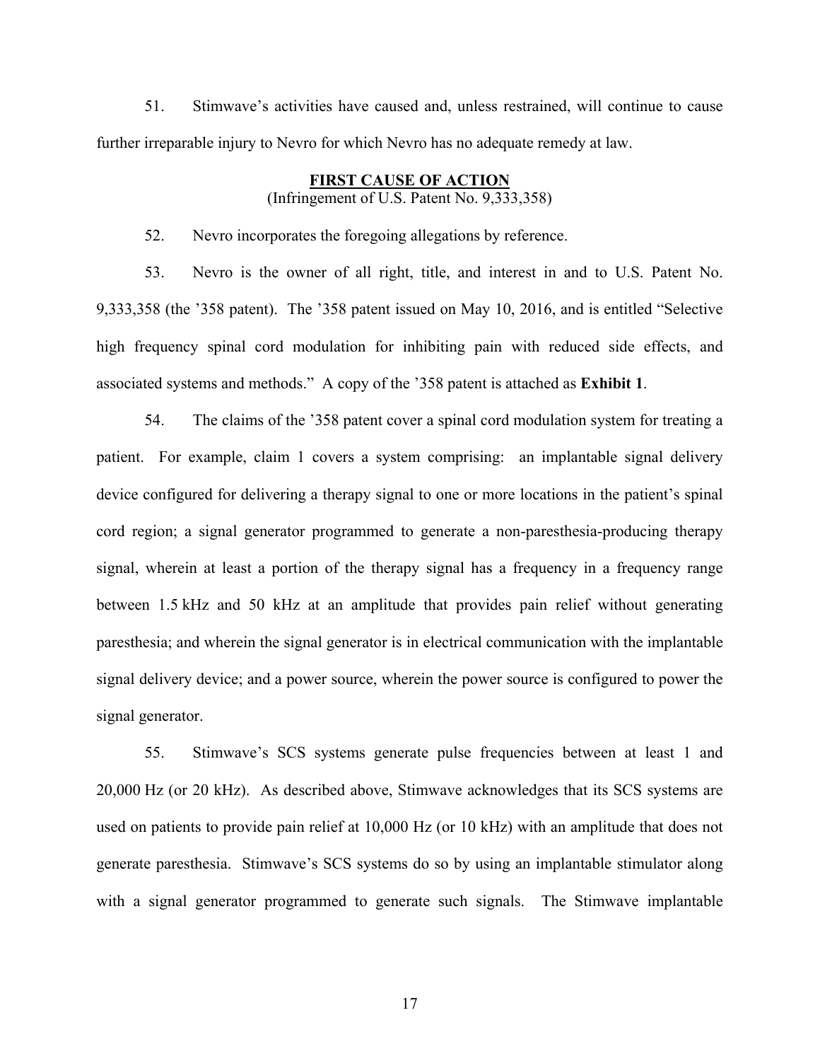51. Stimwave's activities have caused and, unless restrained, will continue to cause further irreparable injury to Nevro for which Nevro has no adequate remedy at law.

**FIRST CAUSE OF ACTION**
(Infringement of U.S. Patent No. 9,333,358)

52. Nevro incorporates the foregoing allegations by reference.

53. Nevro is the owner of all right, title, and interest in and to U.S. Patent No. 9,333,358 (the '358 patent). The '358 patent issued on May 10, 2016, and is entitled "Selective high frequency spinal cord modulation for inhibiting pain with reduced side effects, and associated systems and methods." A copy of the '358 patent is attached as **Exhibit 1**.

54. The claims of the '358 patent cover a spinal cord modulation system for treating a patient. For example, claim 1 covers a system comprising: an implantable signal delivery device configured for delivering a therapy signal to one or more locations in the patient's spinal cord region; a signal generator programmed to generate a non-paresthesia-producing therapy signal, wherein at least a portion of the therapy signal has a frequency in a frequency range between 1.5 kHz and 50 kHz at an amplitude that provides pain relief without generating paresthesia; and wherein the signal generator is in electrical communication with the implantable signal delivery device; and a power source, wherein the power source is configured to power the signal generator.

55. Stimwave's SCS systems generate pulse frequencies between at least 1 and 20,000 Hz (or 20 kHz). As described above, Stimwave acknowledges that its SCS systems are used on patients to provide pain relief at 10,000 Hz (or 10 kHz) with an amplitude that does not generate paresthesia. Stimwave's SCS systems do so by using an implantable stimulator along with a signal generator programmed to generate such signals. The Stimwave implantable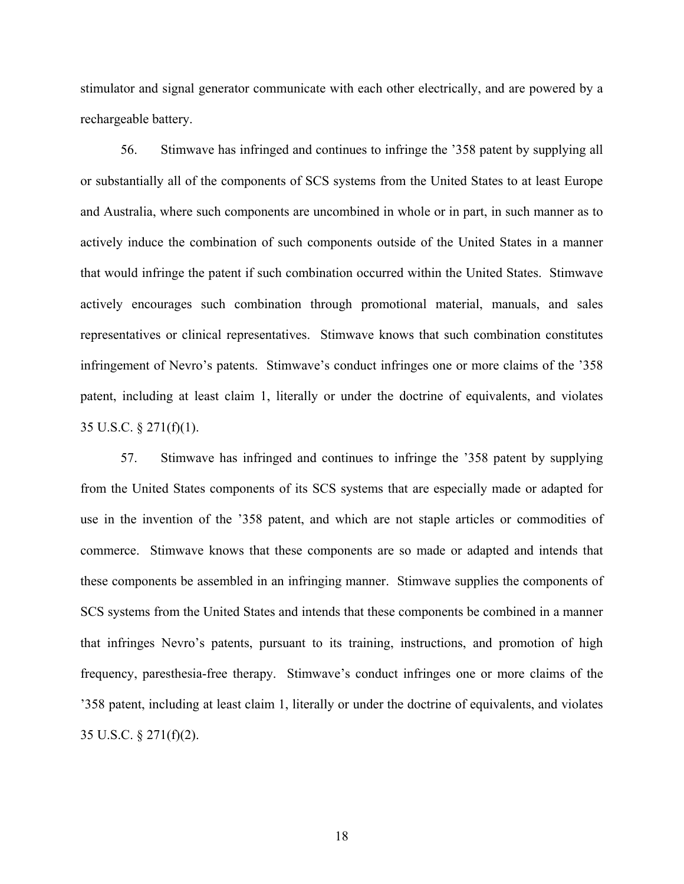stimulator and signal generator communicate with each other electrically, and are powered by a rechargeable battery.

56. Stimwave has infringed and continues to infringe the '358 patent by supplying all or substantially all of the components of SCS systems from the United States to at least Europe and Australia, where such components are uncombined in whole or in part, in such manner as to actively induce the combination of such components outside of the United States in a manner that would infringe the patent if such combination occurred within the United States. Stimwave actively encourages such combination through promotional material, manuals, and sales representatives or clinical representatives. Stimwave knows that such combination constitutes infringement of Nevro's patents. Stimwave's conduct infringes one or more claims of the '358 patent, including at least claim 1, literally or under the doctrine of equivalents, and violates 35 U.S.C. § 271(f)(1).

57. Stimwave has infringed and continues to infringe the '358 patent by supplying from the United States components of its SCS systems that are especially made or adapted for use in the invention of the '358 patent, and which are not staple articles or commodities of commerce. Stimwave knows that these components are so made or adapted and intends that these components be assembled in an infringing manner. Stimwave supplies the components of SCS systems from the United States and intends that these components be combined in a manner that infringes Nevro's patents, pursuant to its training, instructions, and promotion of high frequency, paresthesia-free therapy. Stimwave's conduct infringes one or more claims of the '358 patent, including at least claim 1, literally or under the doctrine of equivalents, and violates 35 U.S.C. § 271(f)(2).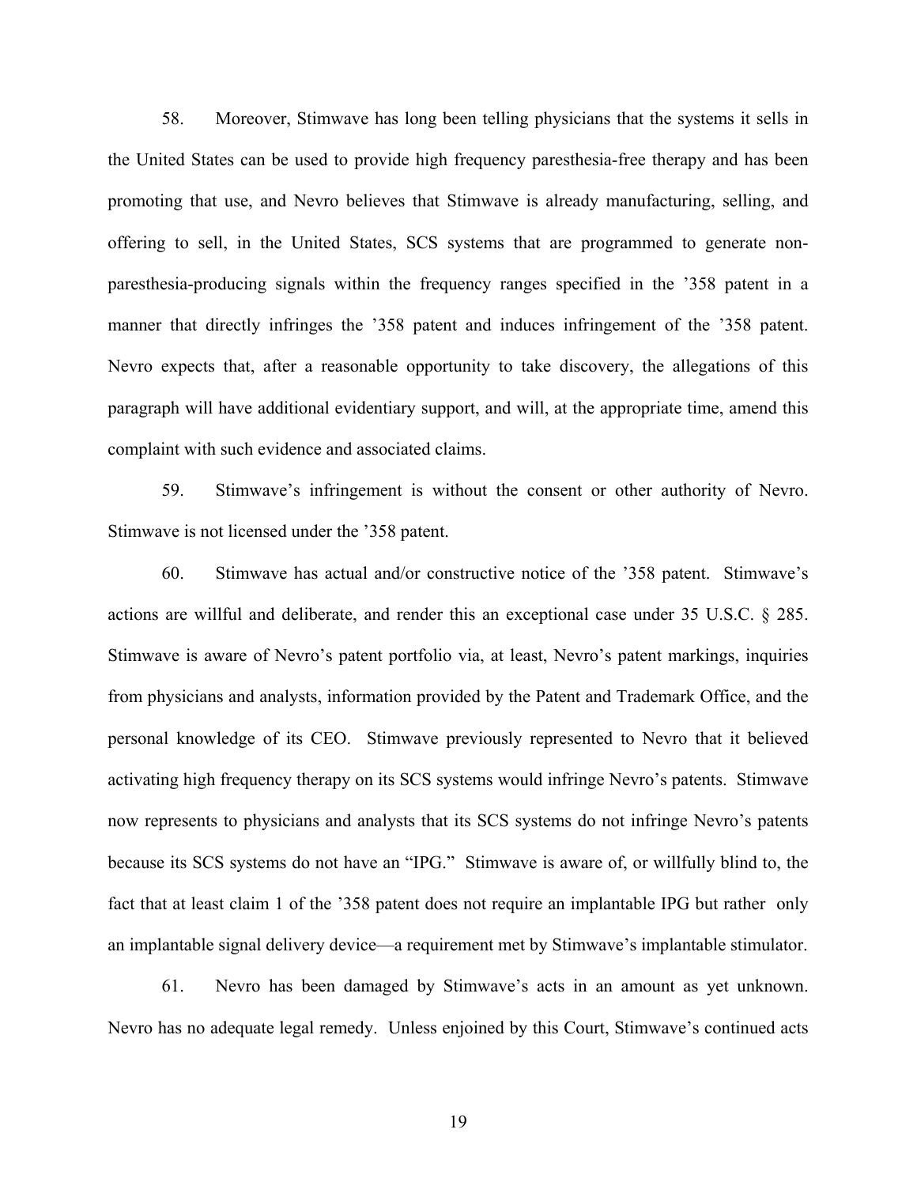58. Moreover, Stimwave has long been telling physicians that the systems it sells in the United States can be used to provide high frequency paresthesia-free therapy and has been promoting that use, and Nevro believes that Stimwave is already manufacturing, selling, and offering to sell, in the United States, SCS systems that are programmed to generate non-paresthesia-producing signals within the frequency ranges specified in the '358 patent in a manner that directly infringes the '358 patent and induces infringement of the '358 patent. Nevro expects that, after a reasonable opportunity to take discovery, the allegations of this paragraph will have additional evidentiary support, and will, at the appropriate time, amend this complaint with such evidence and associated claims.

59. Stimwave's infringement is without the consent or other authority of Nevro. Stimwave is not licensed under the '358 patent.

60. Stimwave has actual and/or constructive notice of the '358 patent. Stimwave's actions are willful and deliberate, and render this an exceptional case under 35 U.S.C. § 285. Stimwave is aware of Nevro's patent portfolio via, at least, Nevro's patent markings, inquiries from physicians and analysts, information provided by the Patent and Trademark Office, and the personal knowledge of its CEO. Stimwave previously represented to Nevro that it believed activating high frequency therapy on its SCS systems would infringe Nevro's patents. Stimwave now represents to physicians and analysts that its SCS systems do not infringe Nevro's patents because its SCS systems do not have an "IPG." Stimwave is aware of, or willfully blind to, the fact that at least claim 1 of the '358 patent does not require an implantable IPG but rather only an implantable signal delivery device—a requirement met by Stimwave's implantable stimulator.

61. Nevro has been damaged by Stimwave's acts in an amount as yet unknown. Nevro has no adequate legal remedy. Unless enjoined by this Court, Stimwave's continued acts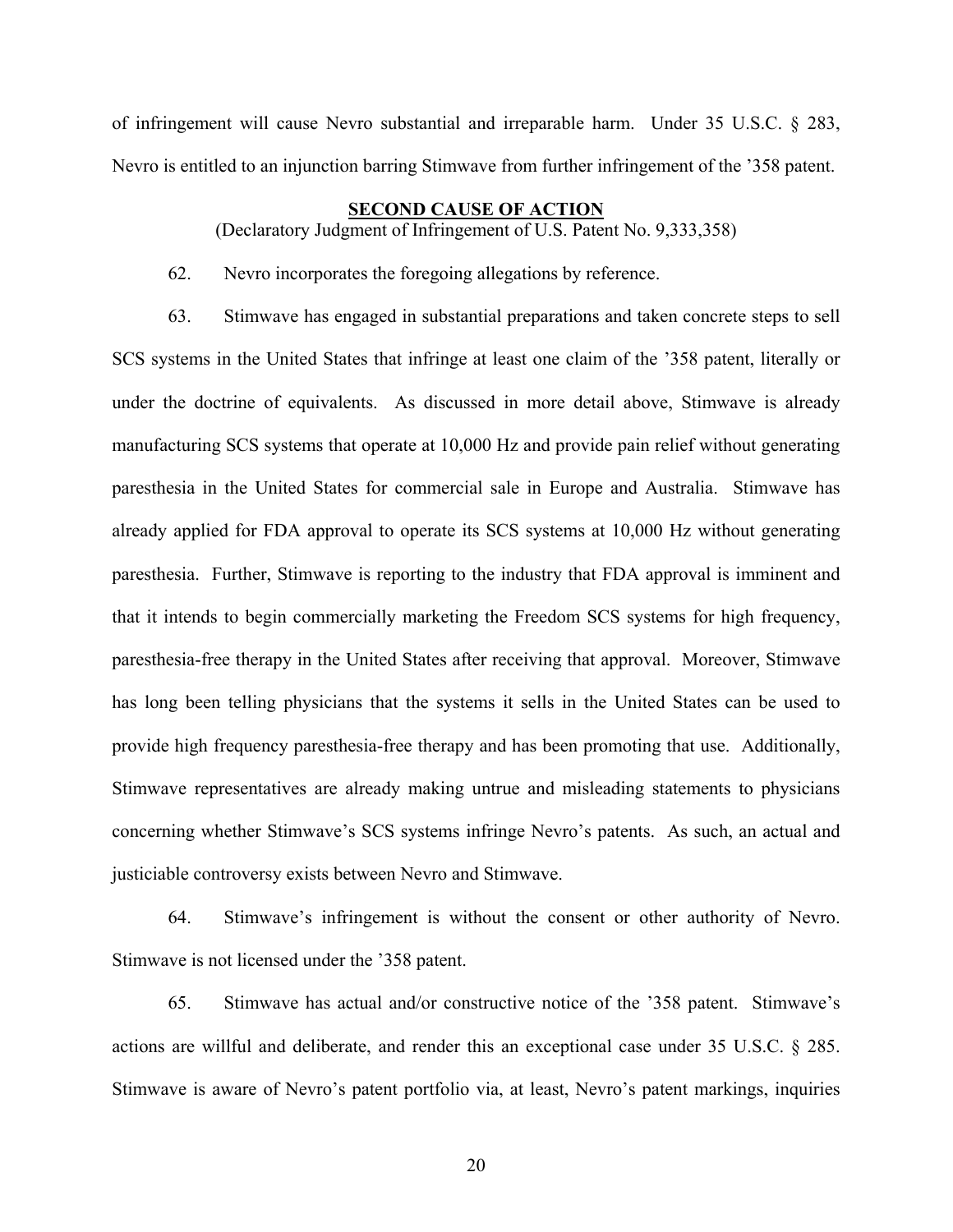of infringement will cause Nevro substantial and irreparable harm. Under 35 U.S.C. § 283, Nevro is entitled to an injunction barring Stimwave from further infringement of the '358 patent.

## SECOND CAUSE OF ACTION

(Declaratory Judgment of Infringement of U.S. Patent No. 9,333,358)

62. Nevro incorporates the foregoing allegations by reference.

63. Stimwave has engaged in substantial preparations and taken concrete steps to sell SCS systems in the United States that infringe at least one claim of the '358 patent, literally or under the doctrine of equivalents. As discussed in more detail above, Stimwave is already manufacturing SCS systems that operate at 10,000 Hz and provide pain relief without generating paresthesia in the United States for commercial sale in Europe and Australia. Stimwave has already applied for FDA approval to operate its SCS systems at 10,000 Hz without generating paresthesia. Further, Stimwave is reporting to the industry that FDA approval is imminent and that it intends to begin commercially marketing the Freedom SCS systems for high frequency, paresthesia-free therapy in the United States after receiving that approval. Moreover, Stimwave has long been telling physicians that the systems it sells in the United States can be used to provide high frequency paresthesia-free therapy and has been promoting that use. Additionally, Stimwave representatives are already making untrue and misleading statements to physicians concerning whether Stimwave's SCS systems infringe Nevro's patents. As such, an actual and justiciable controversy exists between Nevro and Stimwave.

64. Stimwave's infringement is without the consent or other authority of Nevro. Stimwave is not licensed under the '358 patent.

65. Stimwave has actual and/or constructive notice of the '358 patent. Stimwave's actions are willful and deliberate, and render this an exceptional case under 35 U.S.C. § 285. Stimwave is aware of Nevro's patent portfolio via, at least, Nevro's patent markings, inquiries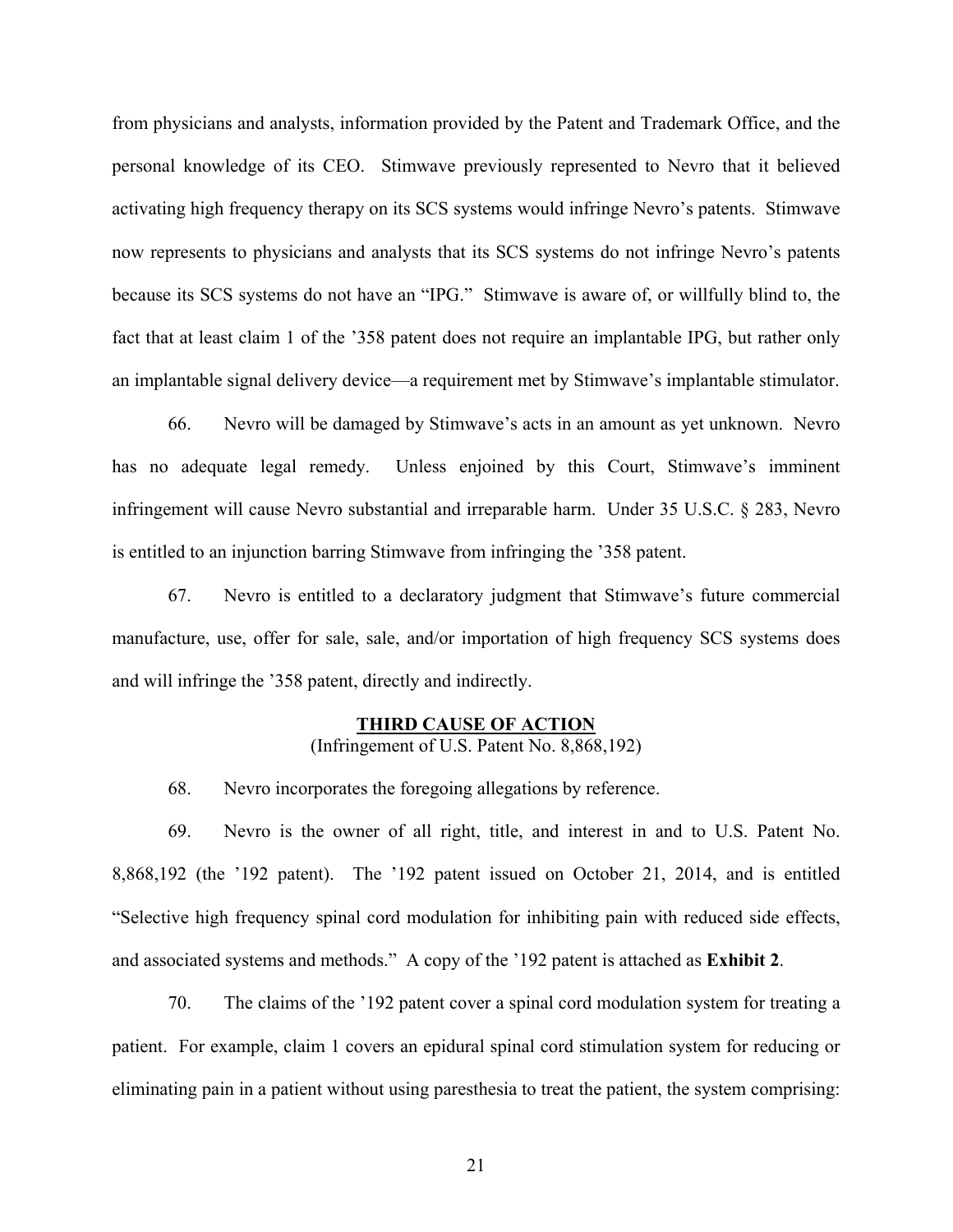from physicians and analysts, information provided by the Patent and Trademark Office, and the personal knowledge of its CEO. Stimwave previously represented to Nevro that it believed activating high frequency therapy on its SCS systems would infringe Nevro's patents. Stimwave now represents to physicians and analysts that its SCS systems do not infringe Nevro's patents because its SCS systems do not have an "IPG." Stimwave is aware of, or willfully blind to, the fact that at least claim 1 of the '358 patent does not require an implantable IPG, but rather only an implantable signal delivery device—a requirement met by Stimwave's implantable stimulator.

66. Nevro will be damaged by Stimwave's acts in an amount as yet unknown. Nevro has no adequate legal remedy. Unless enjoined by this Court, Stimwave's imminent infringement will cause Nevro substantial and irreparable harm. Under 35 U.S.C. § 283, Nevro is entitled to an injunction barring Stimwave from infringing the '358 patent.

67. Nevro is entitled to a declaratory judgment that Stimwave's future commercial manufacture, use, offer for sale, sale, and/or importation of high frequency SCS systems does and will infringe the '358 patent, directly and indirectly.

## THIRD CAUSE OF ACTION

(Infringement of U.S. Patent No. 8,868,192)

68. Nevro incorporates the foregoing allegations by reference.

69. Nevro is the owner of all right, title, and interest in and to U.S. Patent No. 8,868,192 (the '192 patent). The '192 patent issued on October 21, 2014, and is entitled "Selective high frequency spinal cord modulation for inhibiting pain with reduced side effects, and associated systems and methods." A copy of the '192 patent is attached as **Exhibit 2**.

70. The claims of the '192 patent cover a spinal cord modulation system for treating a patient. For example, claim 1 covers an epidural spinal cord stimulation system for reducing or eliminating pain in a patient without using paresthesia to treat the patient, the system comprising: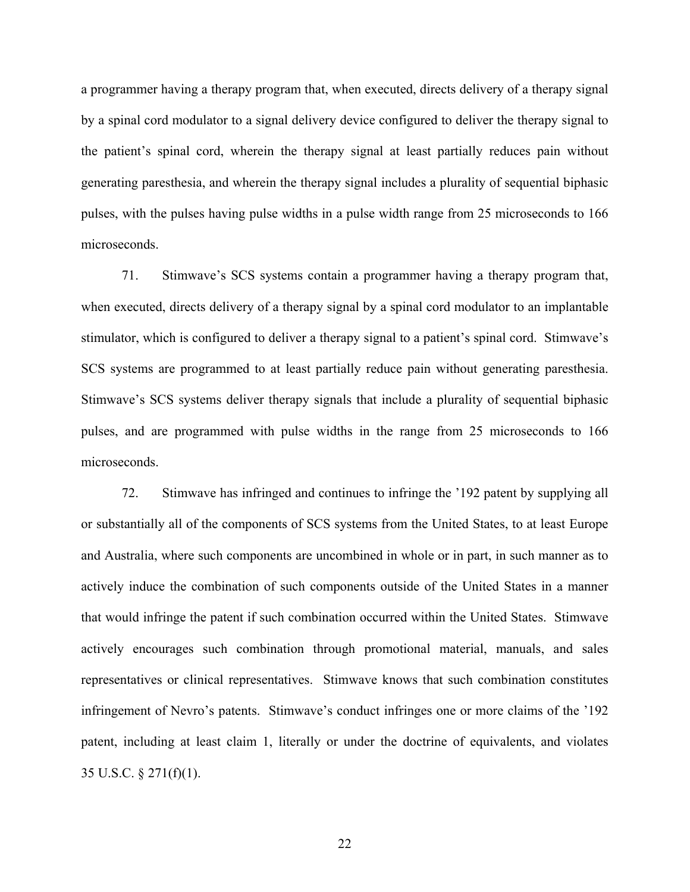a programmer having a therapy program that, when executed, directs delivery of a therapy signal by a spinal cord modulator to a signal delivery device configured to deliver the therapy signal to the patient's spinal cord, wherein the therapy signal at least partially reduces pain without generating paresthesia, and wherein the therapy signal includes a plurality of sequential biphasic pulses, with the pulses having pulse widths in a pulse width range from 25 microseconds to 166 microseconds.

71. Stimwave's SCS systems contain a programmer having a therapy program that, when executed, directs delivery of a therapy signal by a spinal cord modulator to an implantable stimulator, which is configured to deliver a therapy signal to a patient's spinal cord. Stimwave's SCS systems are programmed to at least partially reduce pain without generating paresthesia. Stimwave's SCS systems deliver therapy signals that include a plurality of sequential biphasic pulses, and are programmed with pulse widths in the range from 25 microseconds to 166 microseconds.

72. Stimwave has infringed and continues to infringe the '192 patent by supplying all or substantially all of the components of SCS systems from the United States, to at least Europe and Australia, where such components are uncombined in whole or in part, in such manner as to actively induce the combination of such components outside of the United States in a manner that would infringe the patent if such combination occurred within the United States. Stimwave actively encourages such combination through promotional material, manuals, and sales representatives or clinical representatives. Stimwave knows that such combination constitutes infringement of Nevro's patents. Stimwave's conduct infringes one or more claims of the '192 patent, including at least claim 1, literally or under the doctrine of equivalents, and violates 35 U.S.C. § 271(f)(1).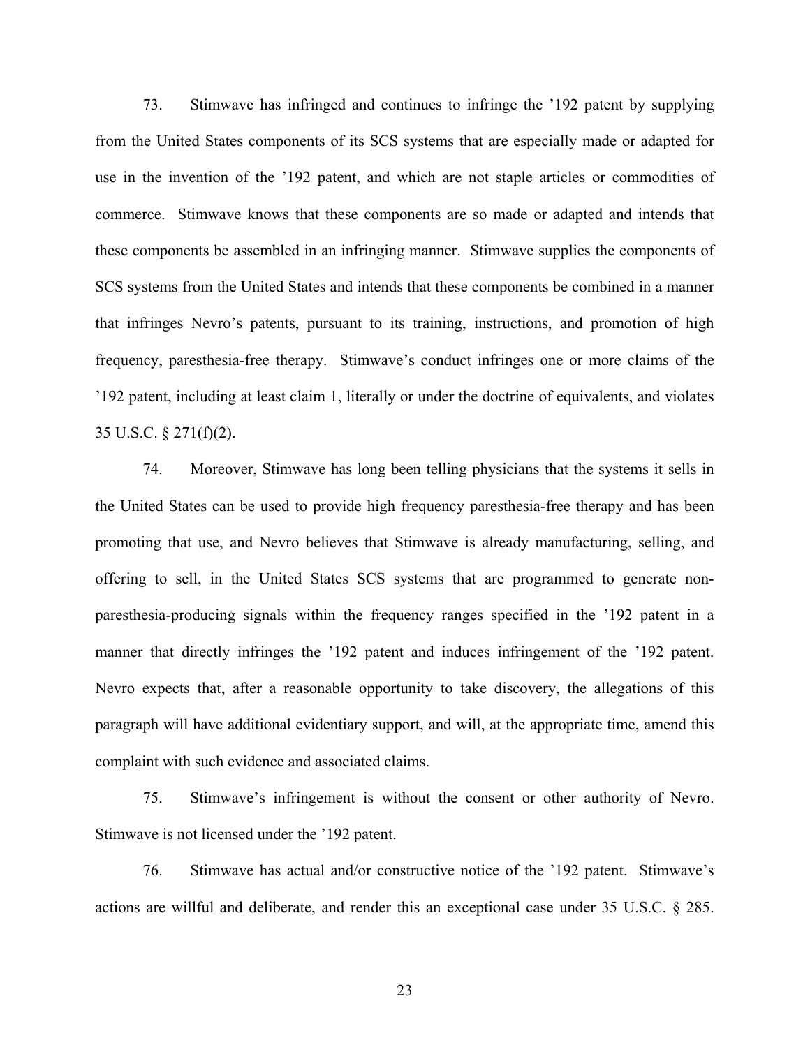73. Stimwave has infringed and continues to infringe the '192 patent by supplying from the United States components of its SCS systems that are especially made or adapted for use in the invention of the '192 patent, and which are not staple articles or commodities of commerce. Stimwave knows that these components are so made or adapted and intends that these components be assembled in an infringing manner. Stimwave supplies the components of SCS systems from the United States and intends that these components be combined in a manner that infringes Nevro's patents, pursuant to its training, instructions, and promotion of high frequency, paresthesia-free therapy. Stimwave's conduct infringes one or more claims of the '192 patent, including at least claim 1, literally or under the doctrine of equivalents, and violates 35 U.S.C. § 271(f)(2).

74. Moreover, Stimwave has long been telling physicians that the systems it sells in the United States can be used to provide high frequency paresthesia-free therapy and has been promoting that use, and Nevro believes that Stimwave is already manufacturing, selling, and offering to sell, in the United States SCS systems that are programmed to generate non-paresthesia-producing signals within the frequency ranges specified in the '192 patent in a manner that directly infringes the '192 patent and induces infringement of the '192 patent. Nevro expects that, after a reasonable opportunity to take discovery, the allegations of this paragraph will have additional evidentiary support, and will, at the appropriate time, amend this complaint with such evidence and associated claims.

75. Stimwave's infringement is without the consent or other authority of Nevro. Stimwave is not licensed under the '192 patent.

76. Stimwave has actual and/or constructive notice of the '192 patent. Stimwave's actions are willful and deliberate, and render this an exceptional case under 35 U.S.C. § 285.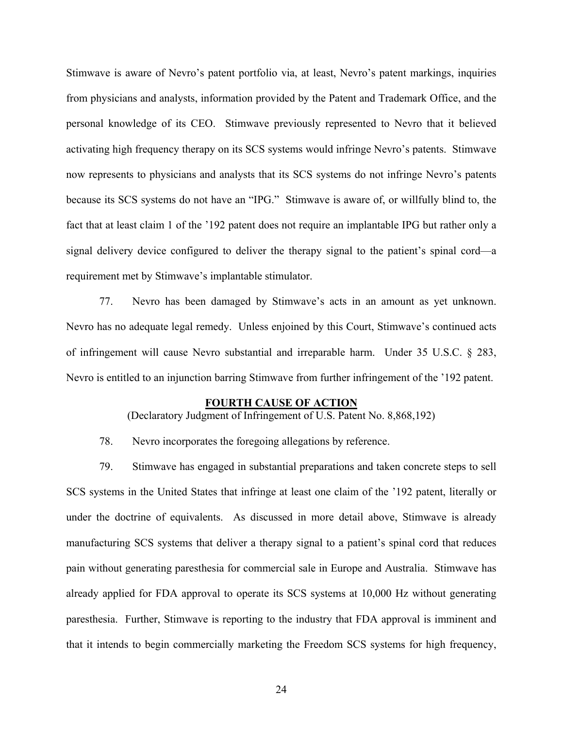Stimwave is aware of Nevro's patent portfolio via, at least, Nevro's patent markings, inquiries from physicians and analysts, information provided by the Patent and Trademark Office, and the personal knowledge of its CEO. Stimwave previously represented to Nevro that it believed activating high frequency therapy on its SCS systems would infringe Nevro's patents. Stimwave now represents to physicians and analysts that its SCS systems do not infringe Nevro's patents because its SCS systems do not have an "IPG." Stimwave is aware of, or willfully blind to, the fact that at least claim 1 of the '192 patent does not require an implantable IPG but rather only a signal delivery device configured to deliver the therapy signal to the patient's spinal cord—a requirement met by Stimwave's implantable stimulator.

77. Nevro has been damaged by Stimwave's acts in an amount as yet unknown. Nevro has no adequate legal remedy. Unless enjoined by this Court, Stimwave's continued acts of infringement will cause Nevro substantial and irreparable harm. Under 35 U.S.C. § 283, Nevro is entitled to an injunction barring Stimwave from further infringement of the '192 patent.

**FOURTH CAUSE OF ACTION**

(Declaratory Judgment of Infringement of U.S. Patent No. 8,868,192)

78. Nevro incorporates the foregoing allegations by reference.

79. Stimwave has engaged in substantial preparations and taken concrete steps to sell SCS systems in the United States that infringe at least one claim of the '192 patent, literally or under the doctrine of equivalents. As discussed in more detail above, Stimwave is already manufacturing SCS systems that deliver a therapy signal to a patient's spinal cord that reduces pain without generating paresthesia for commercial sale in Europe and Australia. Stimwave has already applied for FDA approval to operate its SCS systems at 10,000 Hz without generating paresthesia. Further, Stimwave is reporting to the industry that FDA approval is imminent and that it intends to begin commercially marketing the Freedom SCS systems for high frequency,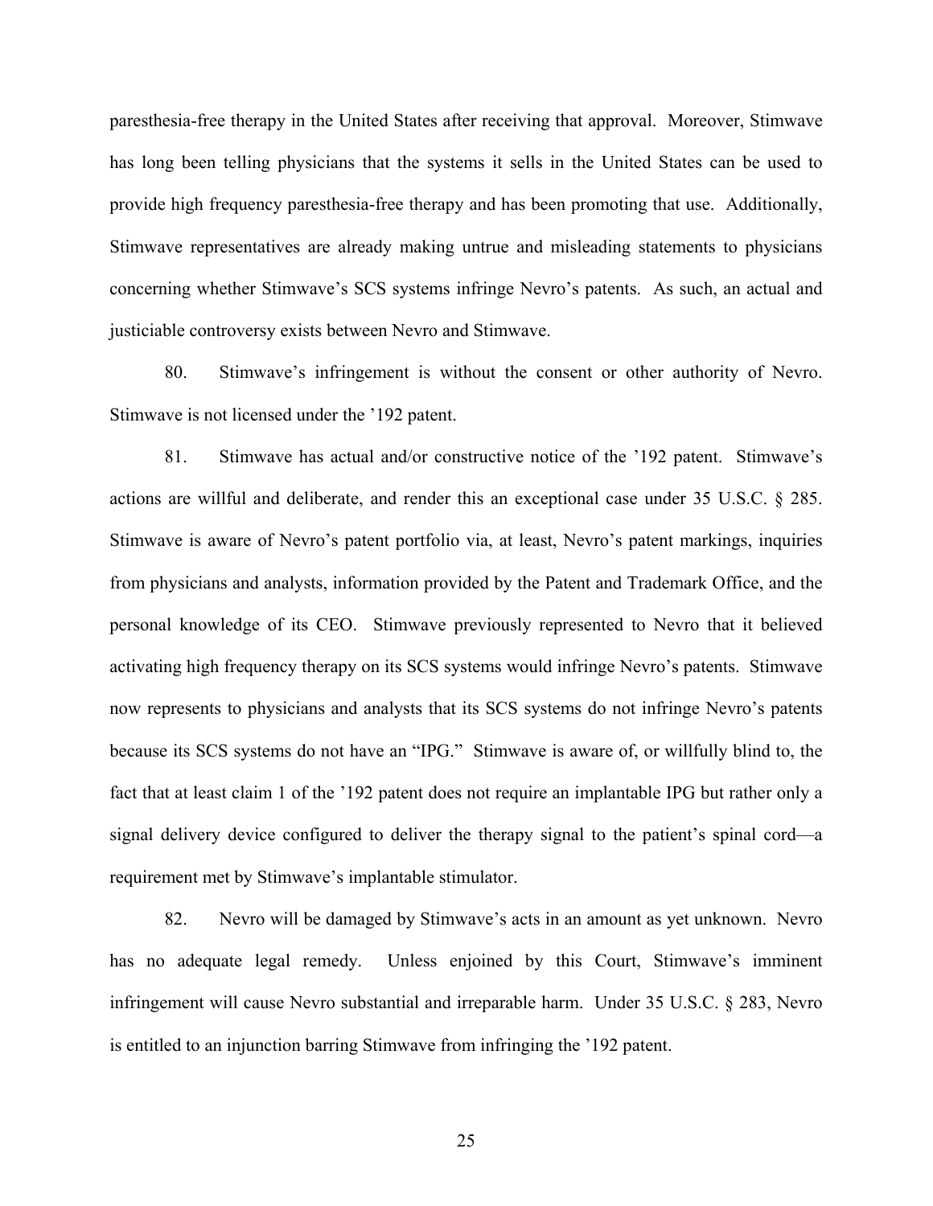paresthesia-free therapy in the United States after receiving that approval. Moreover, Stimwave has long been telling physicians that the systems it sells in the United States can be used to provide high frequency paresthesia-free therapy and has been promoting that use. Additionally, Stimwave representatives are already making untrue and misleading statements to physicians concerning whether Stimwave's SCS systems infringe Nevro's patents. As such, an actual and justiciable controversy exists between Nevro and Stimwave.

80. Stimwave's infringement is without the consent or other authority of Nevro. Stimwave is not licensed under the '192 patent.

81. Stimwave has actual and/or constructive notice of the '192 patent. Stimwave's actions are willful and deliberate, and render this an exceptional case under 35 U.S.C. § 285. Stimwave is aware of Nevro's patent portfolio via, at least, Nevro's patent markings, inquiries from physicians and analysts, information provided by the Patent and Trademark Office, and the personal knowledge of its CEO. Stimwave previously represented to Nevro that it believed activating high frequency therapy on its SCS systems would infringe Nevro's patents. Stimwave now represents to physicians and analysts that its SCS systems do not infringe Nevro's patents because its SCS systems do not have an "IPG." Stimwave is aware of, or willfully blind to, the fact that at least claim 1 of the '192 patent does not require an implantable IPG but rather only a signal delivery device configured to deliver the therapy signal to the patient's spinal cord—a requirement met by Stimwave's implantable stimulator.

82. Nevro will be damaged by Stimwave's acts in an amount as yet unknown. Nevro has no adequate legal remedy. Unless enjoined by this Court, Stimwave's imminent infringement will cause Nevro substantial and irreparable harm. Under 35 U.S.C. § 283, Nevro is entitled to an injunction barring Stimwave from infringing the '192 patent.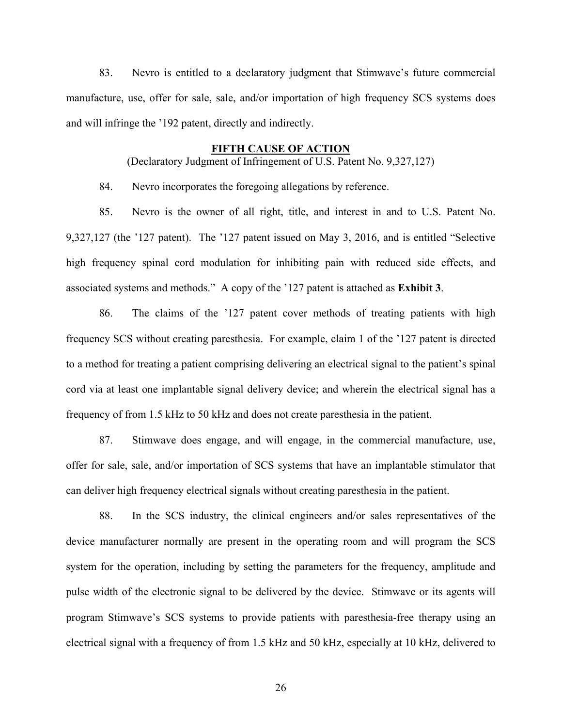83. Nevro is entitled to a declaratory judgment that Stimwave's future commercial manufacture, use, offer for sale, sale, and/or importation of high frequency SCS systems does and will infringe the '192 patent, directly and indirectly.

**FIFTH CAUSE OF ACTION**

(Declaratory Judgment of Infringement of U.S. Patent No. 9,327,127)

84. Nevro incorporates the foregoing allegations by reference.

85. Nevro is the owner of all right, title, and interest in and to U.S. Patent No. 9,327,127 (the '127 patent). The '127 patent issued on May 3, 2016, and is entitled "Selective high frequency spinal cord modulation for inhibiting pain with reduced side effects, and associated systems and methods." A copy of the '127 patent is attached as **Exhibit 3**.

86. The claims of the '127 patent cover methods of treating patients with high frequency SCS without creating paresthesia. For example, claim 1 of the '127 patent is directed to a method for treating a patient comprising delivering an electrical signal to the patient's spinal cord via at least one implantable signal delivery device; and wherein the electrical signal has a frequency of from 1.5 kHz to 50 kHz and does not create paresthesia in the patient.

87. Stimwave does engage, and will engage, in the commercial manufacture, use, offer for sale, sale, and/or importation of SCS systems that have an implantable stimulator that can deliver high frequency electrical signals without creating paresthesia in the patient.

88. In the SCS industry, the clinical engineers and/or sales representatives of the device manufacturer normally are present in the operating room and will program the SCS system for the operation, including by setting the parameters for the frequency, amplitude and pulse width of the electronic signal to be delivered by the device. Stimwave or its agents will program Stimwave's SCS systems to provide patients with paresthesia-free therapy using an electrical signal with a frequency of from 1.5 kHz and 50 kHz, especially at 10 kHz, delivered to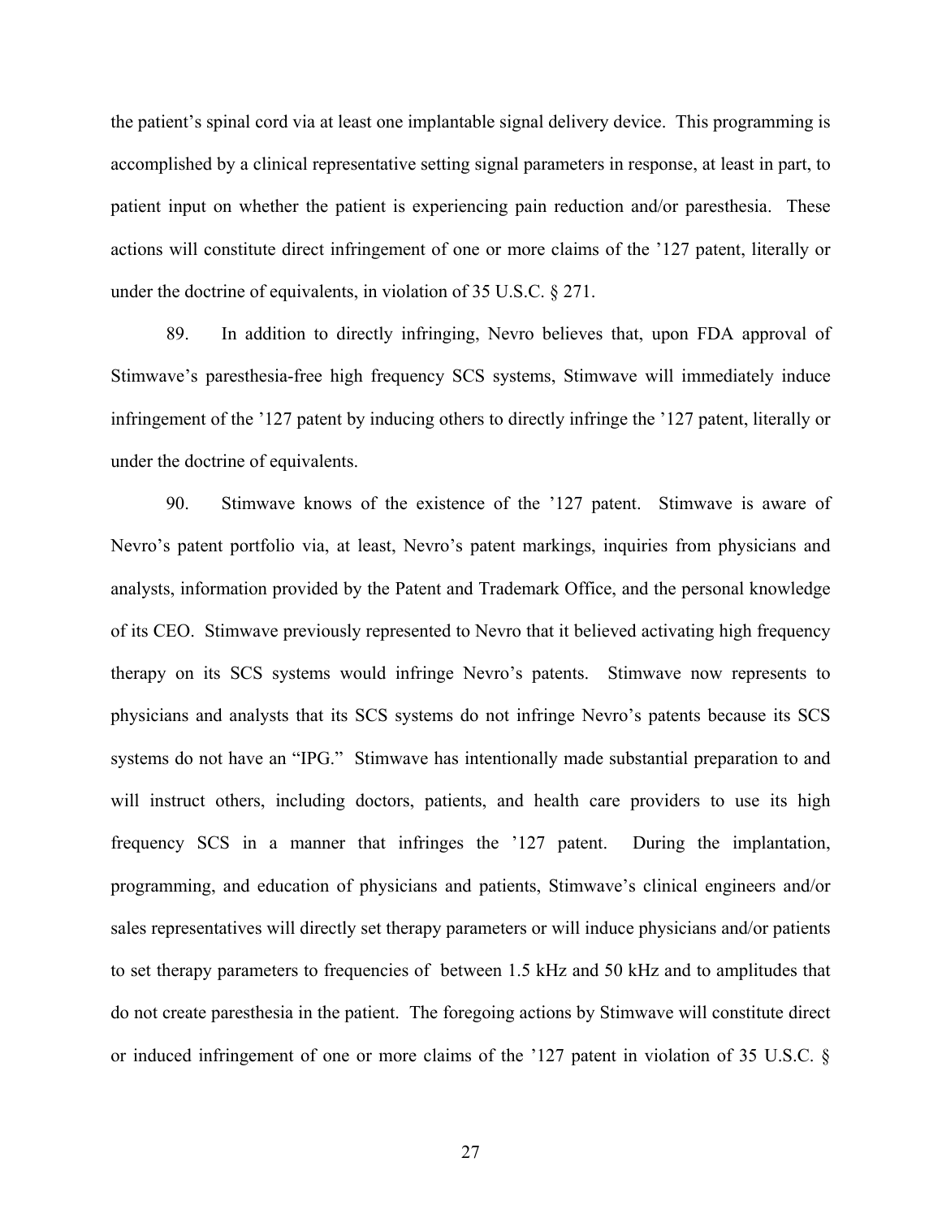the patient's spinal cord via at least one implantable signal delivery device. This programming is accomplished by a clinical representative setting signal parameters in response, at least in part, to patient input on whether the patient is experiencing pain reduction and/or paresthesia. These actions will constitute direct infringement of one or more claims of the '127 patent, literally or under the doctrine of equivalents, in violation of 35 U.S.C. § 271.

89. In addition to directly infringing, Nevro believes that, upon FDA approval of Stimwave's paresthesia-free high frequency SCS systems, Stimwave will immediately induce infringement of the '127 patent by inducing others to directly infringe the '127 patent, literally or under the doctrine of equivalents.

90. Stimwave knows of the existence of the '127 patent. Stimwave is aware of Nevro's patent portfolio via, at least, Nevro's patent markings, inquiries from physicians and analysts, information provided by the Patent and Trademark Office, and the personal knowledge of its CEO. Stimwave previously represented to Nevro that it believed activating high frequency therapy on its SCS systems would infringe Nevro's patents. Stimwave now represents to physicians and analysts that its SCS systems do not infringe Nevro's patents because its SCS systems do not have an "IPG." Stimwave has intentionally made substantial preparation to and will instruct others, including doctors, patients, and health care providers to use its high frequency SCS in a manner that infringes the '127 patent. During the implantation, programming, and education of physicians and patients, Stimwave's clinical engineers and/or sales representatives will directly set therapy parameters or will induce physicians and/or patients to set therapy parameters to frequencies of between 1.5 kHz and 50 kHz and to amplitudes that do not create paresthesia in the patient. The foregoing actions by Stimwave will constitute direct or induced infringement of one or more claims of the '127 patent in violation of 35 U.S.C. §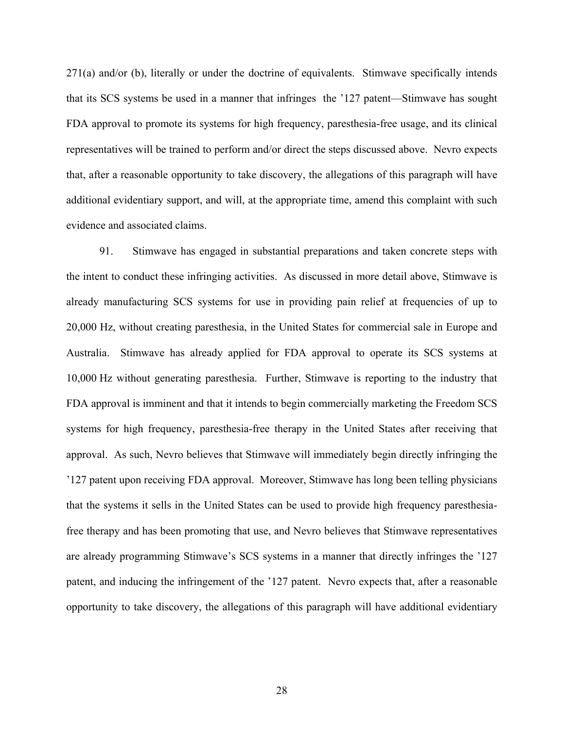271(a) and/or (b), literally or under the doctrine of equivalents. Stimwave specifically intends that its SCS systems be used in a manner that infringes the ’127 patent—Stimwave has sought FDA approval to promote its systems for high frequency, paresthesia-free usage, and its clinical representatives will be trained to perform and/or direct the steps discussed above. Nevro expects that, after a reasonable opportunity to take discovery, the allegations of this paragraph will have additional evidentiary support, and will, at the appropriate time, amend this complaint with such evidence and associated claims.

91. Stimwave has engaged in substantial preparations and taken concrete steps with the intent to conduct these infringing activities. As discussed in more detail above, Stimwave is already manufacturing SCS systems for use in providing pain relief at frequencies of up to 20,000 Hz, without creating paresthesia, in the United States for commercial sale in Europe and Australia. Stimwave has already applied for FDA approval to operate its SCS systems at 10,000 Hz without generating paresthesia. Further, Stimwave is reporting to the industry that FDA approval is imminent and that it intends to begin commercially marketing the Freedom SCS systems for high frequency, paresthesia-free therapy in the United States after receiving that approval. As such, Nevro believes that Stimwave will immediately begin directly infringing the ’127 patent upon receiving FDA approval. Moreover, Stimwave has long been telling physicians that the systems it sells in the United States can be used to provide high frequency paresthesia-free therapy and has been promoting that use, and Nevro believes that Stimwave representatives are already programming Stimwave’s SCS systems in a manner that directly infringes the ’127 patent, and inducing the infringement of the ’127 patent. Nevro expects that, after a reasonable opportunity to take discovery, the allegations of this paragraph will have additional evidentiary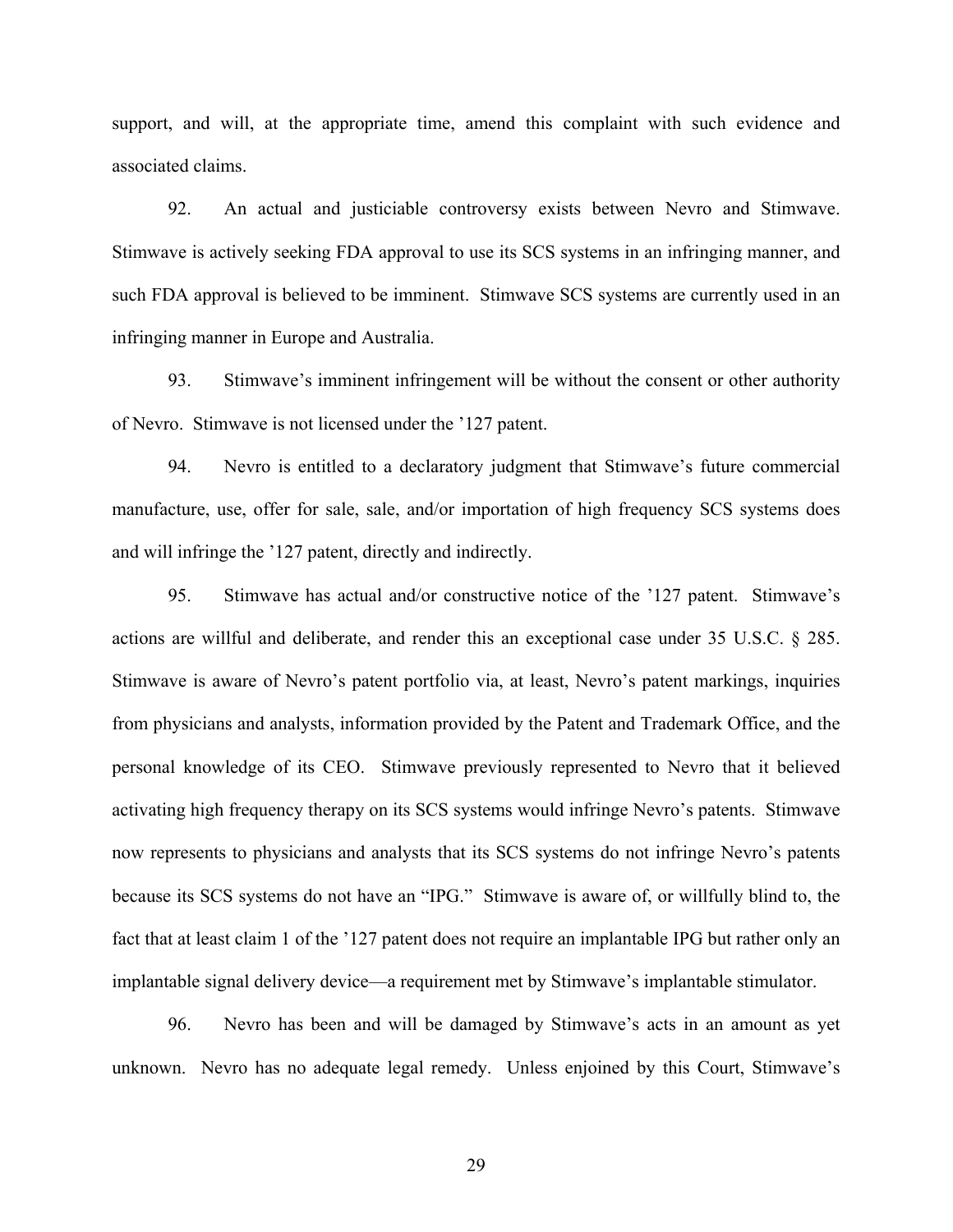support, and will, at the appropriate time, amend this complaint with such evidence and associated claims.

92. An actual and justiciable controversy exists between Nevro and Stimwave. Stimwave is actively seeking FDA approval to use its SCS systems in an infringing manner, and such FDA approval is believed to be imminent. Stimwave SCS systems are currently used in an infringing manner in Europe and Australia.

93. Stimwave's imminent infringement will be without the consent or other authority of Nevro. Stimwave is not licensed under the '127 patent.

94. Nevro is entitled to a declaratory judgment that Stimwave's future commercial manufacture, use, offer for sale, sale, and/or importation of high frequency SCS systems does and will infringe the '127 patent, directly and indirectly.

95. Stimwave has actual and/or constructive notice of the '127 patent. Stimwave's actions are willful and deliberate, and render this an exceptional case under 35 U.S.C. § 285. Stimwave is aware of Nevro's patent portfolio via, at least, Nevro's patent markings, inquiries from physicians and analysts, information provided by the Patent and Trademark Office, and the personal knowledge of its CEO. Stimwave previously represented to Nevro that it believed activating high frequency therapy on its SCS systems would infringe Nevro's patents. Stimwave now represents to physicians and analysts that its SCS systems do not infringe Nevro's patents because its SCS systems do not have an "IPG." Stimwave is aware of, or willfully blind to, the fact that at least claim 1 of the '127 patent does not require an implantable IPG but rather only an implantable signal delivery device—a requirement met by Stimwave's implantable stimulator.

96. Nevro has been and will be damaged by Stimwave's acts in an amount as yet unknown. Nevro has no adequate legal remedy. Unless enjoined by this Court, Stimwave's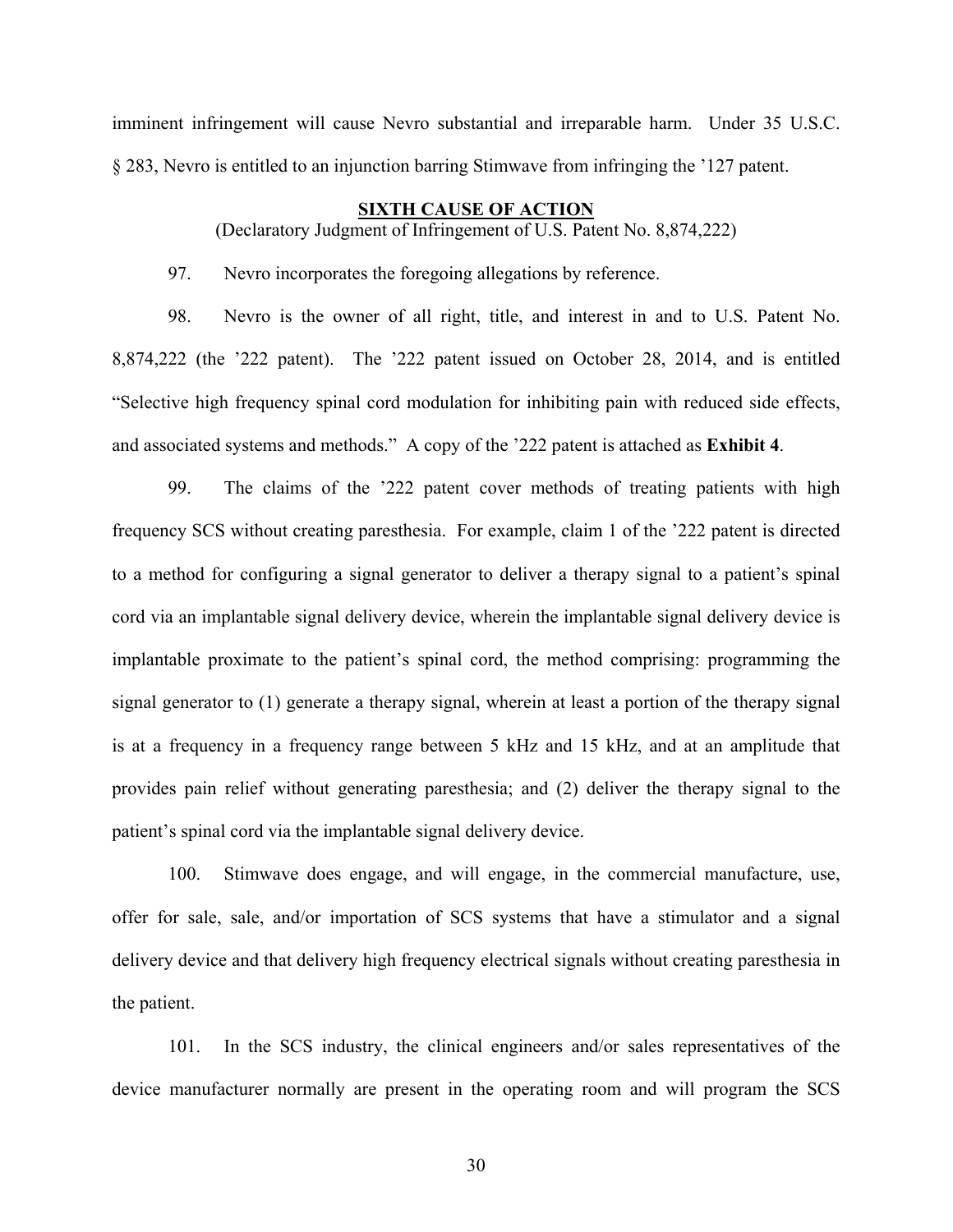imminent infringement will cause Nevro substantial and irreparable harm. Under 35 U.S.C. § 283, Nevro is entitled to an injunction barring Stimwave from infringing the '127 patent.

## SIXTH CAUSE OF ACTION

(Declaratory Judgment of Infringement of U.S. Patent No. 8,874,222)

97. Nevro incorporates the foregoing allegations by reference.

98. Nevro is the owner of all right, title, and interest in and to U.S. Patent No. 8,874,222 (the '222 patent). The '222 patent issued on October 28, 2014, and is entitled "Selective high frequency spinal cord modulation for inhibiting pain with reduced side effects, and associated systems and methods." A copy of the '222 patent is attached as **Exhibit 4**.

99. The claims of the '222 patent cover methods of treating patients with high frequency SCS without creating paresthesia. For example, claim 1 of the '222 patent is directed to a method for configuring a signal generator to deliver a therapy signal to a patient's spinal cord via an implantable signal delivery device, wherein the implantable signal delivery device is implantable proximate to the patient's spinal cord, the method comprising: programming the signal generator to (1) generate a therapy signal, wherein at least a portion of the therapy signal is at a frequency in a frequency range between 5 kHz and 15 kHz, and at an amplitude that provides pain relief without generating paresthesia; and (2) deliver the therapy signal to the patient's spinal cord via the implantable signal delivery device.

100. Stimwave does engage, and will engage, in the commercial manufacture, use, offer for sale, sale, and/or importation of SCS systems that have a stimulator and a signal delivery device and that delivery high frequency electrical signals without creating paresthesia in the patient.

101. In the SCS industry, the clinical engineers and/or sales representatives of the device manufacturer normally are present in the operating room and will program the SCS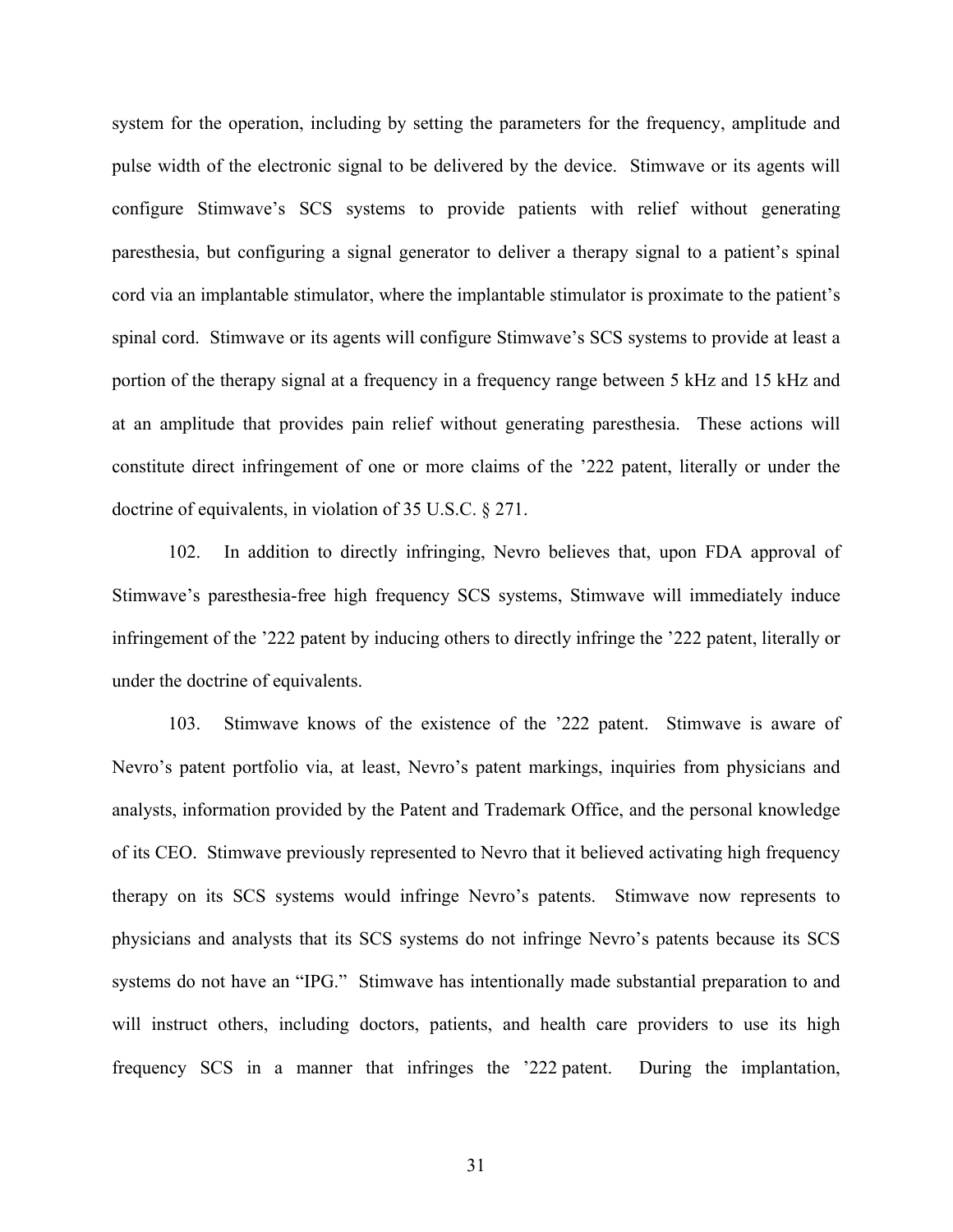system for the operation, including by setting the parameters for the frequency, amplitude and pulse width of the electronic signal to be delivered by the device. Stimwave or its agents will configure Stimwave's SCS systems to provide patients with relief without generating paresthesia, but configuring a signal generator to deliver a therapy signal to a patient's spinal cord via an implantable stimulator, where the implantable stimulator is proximate to the patient's spinal cord. Stimwave or its agents will configure Stimwave's SCS systems to provide at least a portion of the therapy signal at a frequency in a frequency range between 5 kHz and 15 kHz and at an amplitude that provides pain relief without generating paresthesia. These actions will constitute direct infringement of one or more claims of the '222 patent, literally or under the doctrine of equivalents, in violation of 35 U.S.C. § 271.

102. In addition to directly infringing, Nevro believes that, upon FDA approval of Stimwave's paresthesia-free high frequency SCS systems, Stimwave will immediately induce infringement of the '222 patent by inducing others to directly infringe the '222 patent, literally or under the doctrine of equivalents.

103. Stimwave knows of the existence of the '222 patent. Stimwave is aware of Nevro's patent portfolio via, at least, Nevro's patent markings, inquiries from physicians and analysts, information provided by the Patent and Trademark Office, and the personal knowledge of its CEO. Stimwave previously represented to Nevro that it believed activating high frequency therapy on its SCS systems would infringe Nevro's patents. Stimwave now represents to physicians and analysts that its SCS systems do not infringe Nevro's patents because its SCS systems do not have an "IPG." Stimwave has intentionally made substantial preparation to and will instruct others, including doctors, patients, and health care providers to use its high frequency SCS in a manner that infringes the '222 patent. During the implantation,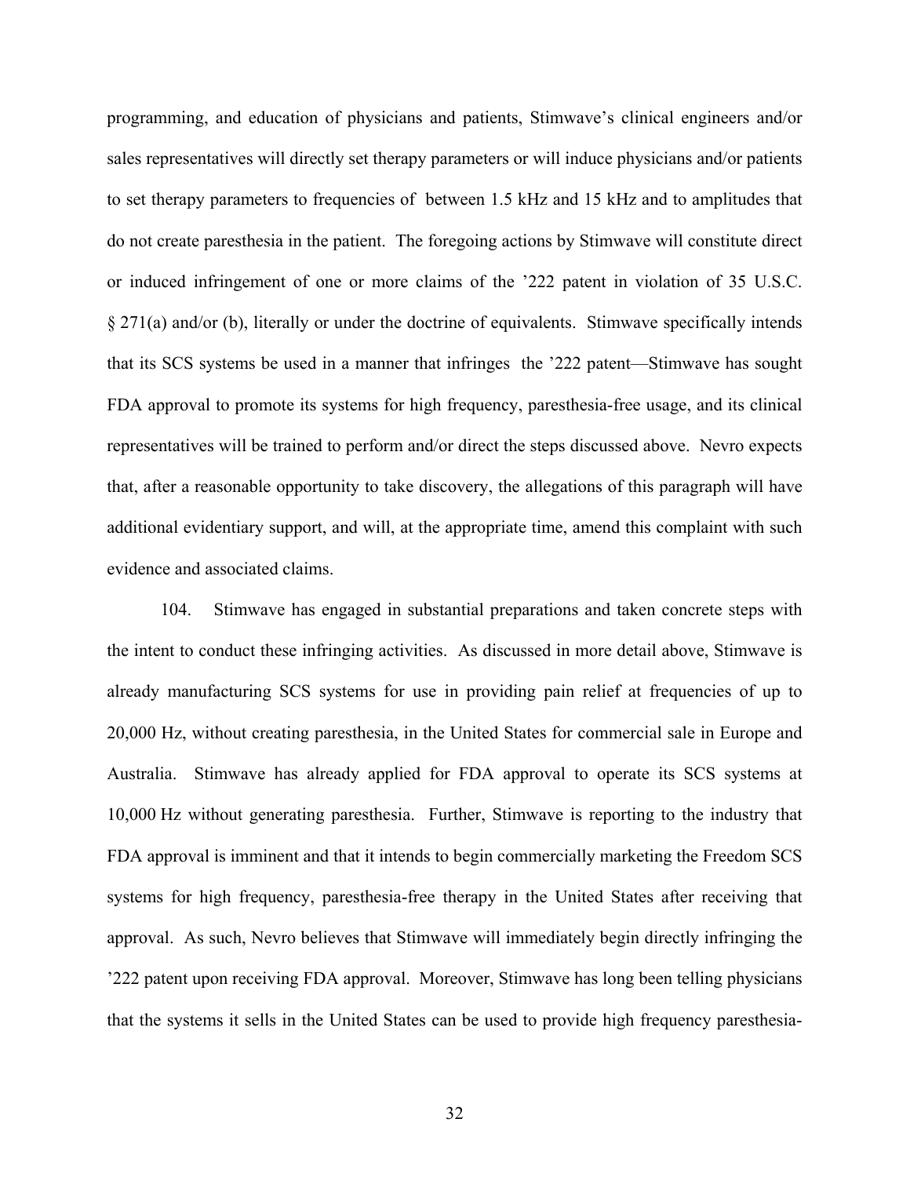programming, and education of physicians and patients, Stimwave's clinical engineers and/or sales representatives will directly set therapy parameters or will induce physicians and/or patients to set therapy parameters to frequencies of between 1.5 kHz and 15 kHz and to amplitudes that do not create paresthesia in the patient. The foregoing actions by Stimwave will constitute direct or induced infringement of one or more claims of the '222 patent in violation of 35 U.S.C. § 271(a) and/or (b), literally or under the doctrine of equivalents. Stimwave specifically intends that its SCS systems be used in a manner that infringes the '222 patent—Stimwave has sought FDA approval to promote its systems for high frequency, paresthesia-free usage, and its clinical representatives will be trained to perform and/or direct the steps discussed above. Nevro expects that, after a reasonable opportunity to take discovery, the allegations of this paragraph will have additional evidentiary support, and will, at the appropriate time, amend this complaint with such evidence and associated claims.

104. Stimwave has engaged in substantial preparations and taken concrete steps with the intent to conduct these infringing activities. As discussed in more detail above, Stimwave is already manufacturing SCS systems for use in providing pain relief at frequencies of up to 20,000 Hz, without creating paresthesia, in the United States for commercial sale in Europe and Australia. Stimwave has already applied for FDA approval to operate its SCS systems at 10,000 Hz without generating paresthesia. Further, Stimwave is reporting to the industry that FDA approval is imminent and that it intends to begin commercially marketing the Freedom SCS systems for high frequency, paresthesia-free therapy in the United States after receiving that approval. As such, Nevro believes that Stimwave will immediately begin directly infringing the '222 patent upon receiving FDA approval. Moreover, Stimwave has long been telling physicians that the systems it sells in the United States can be used to provide high frequency paresthesia-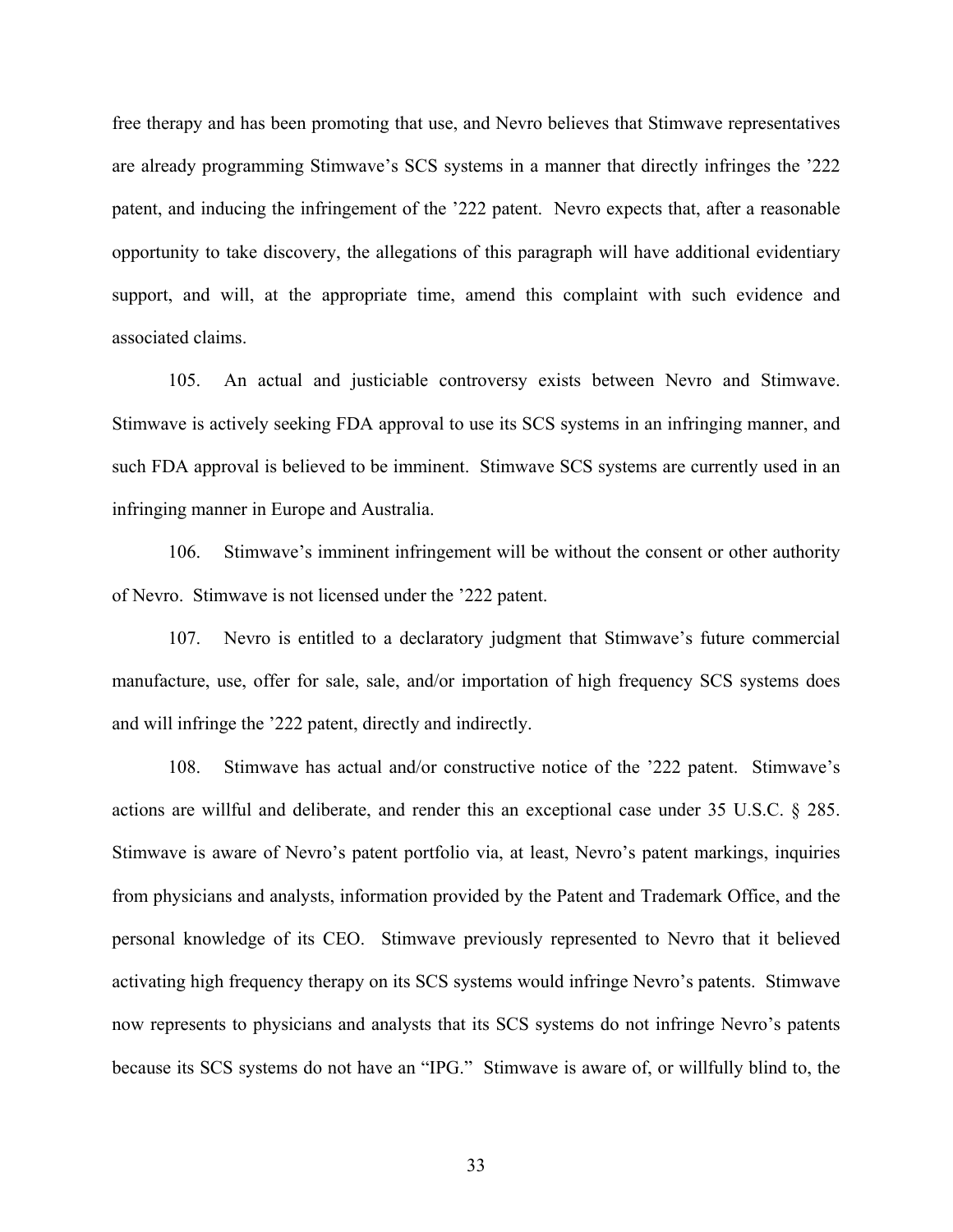free therapy and has been promoting that use, and Nevro believes that Stimwave representatives are already programming Stimwave's SCS systems in a manner that directly infringes the '222 patent, and inducing the infringement of the '222 patent. Nevro expects that, after a reasonable opportunity to take discovery, the allegations of this paragraph will have additional evidentiary support, and will, at the appropriate time, amend this complaint with such evidence and associated claims.

105. An actual and justiciable controversy exists between Nevro and Stimwave. Stimwave is actively seeking FDA approval to use its SCS systems in an infringing manner, and such FDA approval is believed to be imminent. Stimwave SCS systems are currently used in an infringing manner in Europe and Australia.

106. Stimwave's imminent infringement will be without the consent or other authority of Nevro. Stimwave is not licensed under the '222 patent.

107. Nevro is entitled to a declaratory judgment that Stimwave's future commercial manufacture, use, offer for sale, sale, and/or importation of high frequency SCS systems does and will infringe the '222 patent, directly and indirectly.

108. Stimwave has actual and/or constructive notice of the '222 patent. Stimwave's actions are willful and deliberate, and render this an exceptional case under 35 U.S.C. § 285. Stimwave is aware of Nevro's patent portfolio via, at least, Nevro's patent markings, inquiries from physicians and analysts, information provided by the Patent and Trademark Office, and the personal knowledge of its CEO. Stimwave previously represented to Nevro that it believed activating high frequency therapy on its SCS systems would infringe Nevro's patents. Stimwave now represents to physicians and analysts that its SCS systems do not infringe Nevro's patents because its SCS systems do not have an "IPG." Stimwave is aware of, or willfully blind to, the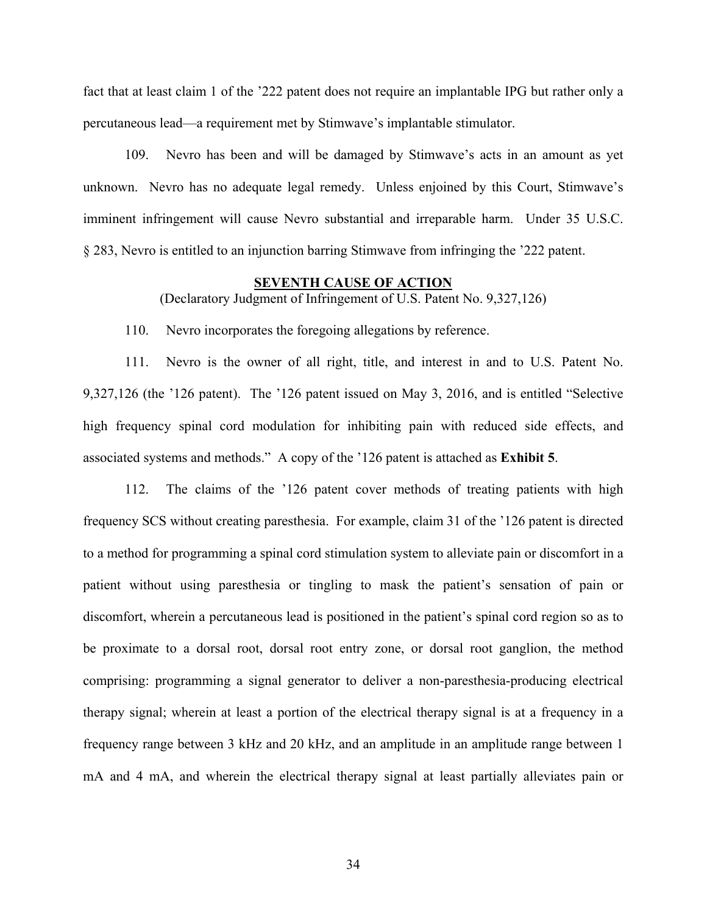fact that at least claim 1 of the '222 patent does not require an implantable IPG but rather only a percutaneous lead—a requirement met by Stimwave's implantable stimulator.

109. Nevro has been and will be damaged by Stimwave's acts in an amount as yet unknown. Nevro has no adequate legal remedy. Unless enjoined by this Court, Stimwave's imminent infringement will cause Nevro substantial and irreparable harm. Under 35 U.S.C. § 283, Nevro is entitled to an injunction barring Stimwave from infringing the '222 patent.

## SEVENTH CAUSE OF ACTION

(Declaratory Judgment of Infringement of U.S. Patent No. 9,327,126)

110. Nevro incorporates the foregoing allegations by reference.

111. Nevro is the owner of all right, title, and interest in and to U.S. Patent No. 9,327,126 (the '126 patent). The '126 patent issued on May 3, 2016, and is entitled "Selective high frequency spinal cord modulation for inhibiting pain with reduced side effects, and associated systems and methods." A copy of the '126 patent is attached as **Exhibit 5**.

112. The claims of the '126 patent cover methods of treating patients with high frequency SCS without creating paresthesia. For example, claim 31 of the '126 patent is directed to a method for programming a spinal cord stimulation system to alleviate pain or discomfort in a patient without using paresthesia or tingling to mask the patient's sensation of pain or discomfort, wherein a percutaneous lead is positioned in the patient's spinal cord region so as to be proximate to a dorsal root, dorsal root entry zone, or dorsal root ganglion, the method comprising: programming a signal generator to deliver a non-paresthesia-producing electrical therapy signal; wherein at least a portion of the electrical therapy signal is at a frequency in a frequency range between 3 kHz and 20 kHz, and an amplitude in an amplitude range between 1 mA and 4 mA, and wherein the electrical therapy signal at least partially alleviates pain or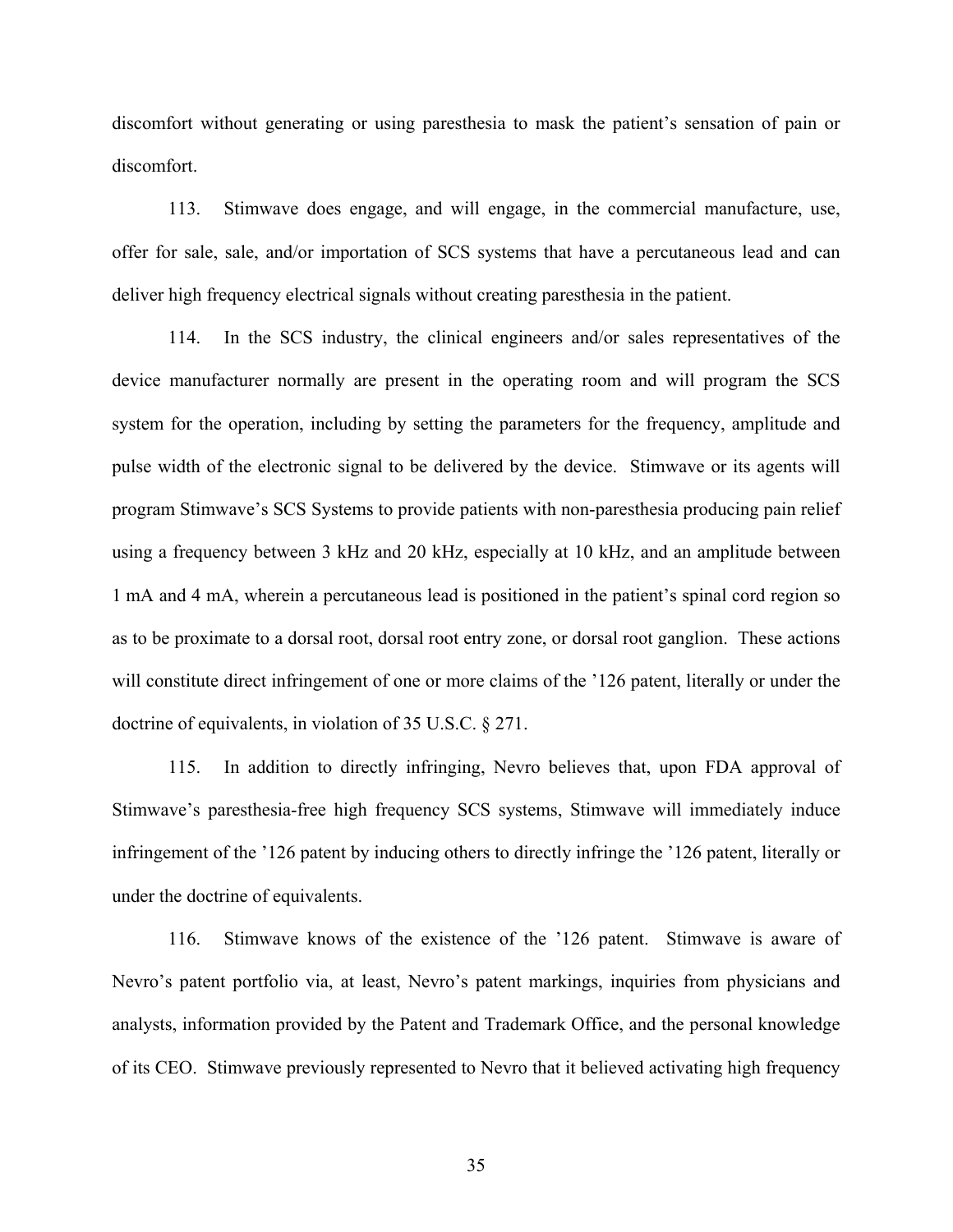discomfort without generating or using paresthesia to mask the patient's sensation of pain or discomfort.

113. Stimwave does engage, and will engage, in the commercial manufacture, use, offer for sale, sale, and/or importation of SCS systems that have a percutaneous lead and can deliver high frequency electrical signals without creating paresthesia in the patient.

114. In the SCS industry, the clinical engineers and/or sales representatives of the device manufacturer normally are present in the operating room and will program the SCS system for the operation, including by setting the parameters for the frequency, amplitude and pulse width of the electronic signal to be delivered by the device. Stimwave or its agents will program Stimwave's SCS Systems to provide patients with non-paresthesia producing pain relief using a frequency between 3 kHz and 20 kHz, especially at 10 kHz, and an amplitude between 1 mA and 4 mA, wherein a percutaneous lead is positioned in the patient's spinal cord region so as to be proximate to a dorsal root, dorsal root entry zone, or dorsal root ganglion. These actions will constitute direct infringement of one or more claims of the '126 patent, literally or under the doctrine of equivalents, in violation of 35 U.S.C. § 271.

115. In addition to directly infringing, Nevro believes that, upon FDA approval of Stimwave's paresthesia-free high frequency SCS systems, Stimwave will immediately induce infringement of the '126 patent by inducing others to directly infringe the '126 patent, literally or under the doctrine of equivalents.

116. Stimwave knows of the existence of the '126 patent. Stimwave is aware of Nevro's patent portfolio via, at least, Nevro's patent markings, inquiries from physicians and analysts, information provided by the Patent and Trademark Office, and the personal knowledge of its CEO. Stimwave previously represented to Nevro that it believed activating high frequency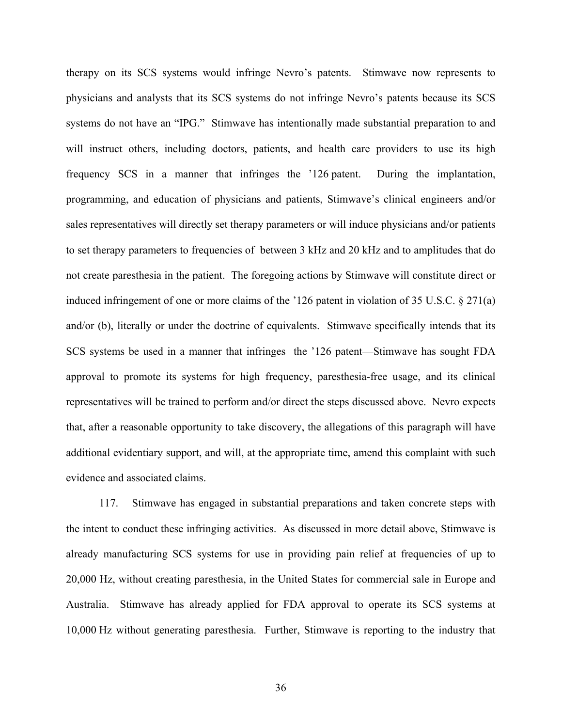therapy on its SCS systems would infringe Nevro's patents. Stimwave now represents to physicians and analysts that its SCS systems do not infringe Nevro's patents because its SCS systems do not have an "IPG." Stimwave has intentionally made substantial preparation to and will instruct others, including doctors, patients, and health care providers to use its high frequency SCS in a manner that infringes the '126 patent. During the implantation, programming, and education of physicians and patients, Stimwave's clinical engineers and/or sales representatives will directly set therapy parameters or will induce physicians and/or patients to set therapy parameters to frequencies of between 3 kHz and 20 kHz and to amplitudes that do not create paresthesia in the patient. The foregoing actions by Stimwave will constitute direct or induced infringement of one or more claims of the '126 patent in violation of 35 U.S.C. § 271(a) and/or (b), literally or under the doctrine of equivalents. Stimwave specifically intends that its SCS systems be used in a manner that infringes the '126 patent—Stimwave has sought FDA approval to promote its systems for high frequency, paresthesia-free usage, and its clinical representatives will be trained to perform and/or direct the steps discussed above. Nevro expects that, after a reasonable opportunity to take discovery, the allegations of this paragraph will have additional evidentiary support, and will, at the appropriate time, amend this complaint with such evidence and associated claims.

117. Stimwave has engaged in substantial preparations and taken concrete steps with the intent to conduct these infringing activities. As discussed in more detail above, Stimwave is already manufacturing SCS systems for use in providing pain relief at frequencies of up to 20,000 Hz, without creating paresthesia, in the United States for commercial sale in Europe and Australia. Stimwave has already applied for FDA approval to operate its SCS systems at 10,000 Hz without generating paresthesia. Further, Stimwave is reporting to the industry that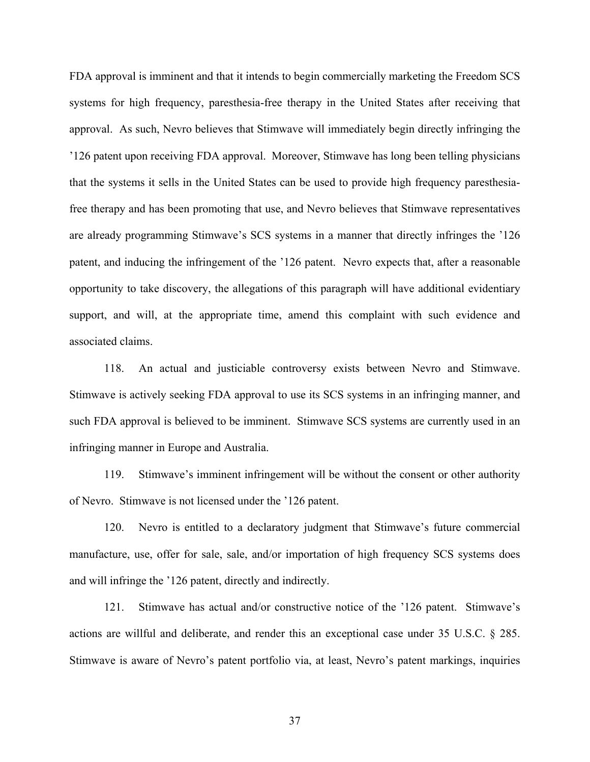FDA approval is imminent and that it intends to begin commercially marketing the Freedom SCS systems for high frequency, paresthesia-free therapy in the United States after receiving that approval. As such, Nevro believes that Stimwave will immediately begin directly infringing the ’126 patent upon receiving FDA approval. Moreover, Stimwave has long been telling physicians that the systems it sells in the United States can be used to provide high frequency paresthesia-free therapy and has been promoting that use, and Nevro believes that Stimwave representatives are already programming Stimwave’s SCS systems in a manner that directly infringes the ’126 patent, and inducing the infringement of the ’126 patent. Nevro expects that, after a reasonable opportunity to take discovery, the allegations of this paragraph will have additional evidentiary support, and will, at the appropriate time, amend this complaint with such evidence and associated claims.

118. An actual and justiciable controversy exists between Nevro and Stimwave. Stimwave is actively seeking FDA approval to use its SCS systems in an infringing manner, and such FDA approval is believed to be imminent. Stimwave SCS systems are currently used in an infringing manner in Europe and Australia.

119. Stimwave’s imminent infringement will be without the consent or other authority of Nevro. Stimwave is not licensed under the ’126 patent.

120. Nevro is entitled to a declaratory judgment that Stimwave’s future commercial manufacture, use, offer for sale, sale, and/or importation of high frequency SCS systems does and will infringe the ’126 patent, directly and indirectly.

121. Stimwave has actual and/or constructive notice of the ’126 patent. Stimwave’s actions are willful and deliberate, and render this an exceptional case under 35 U.S.C. § 285. Stimwave is aware of Nevro’s patent portfolio via, at least, Nevro’s patent markings, inquiries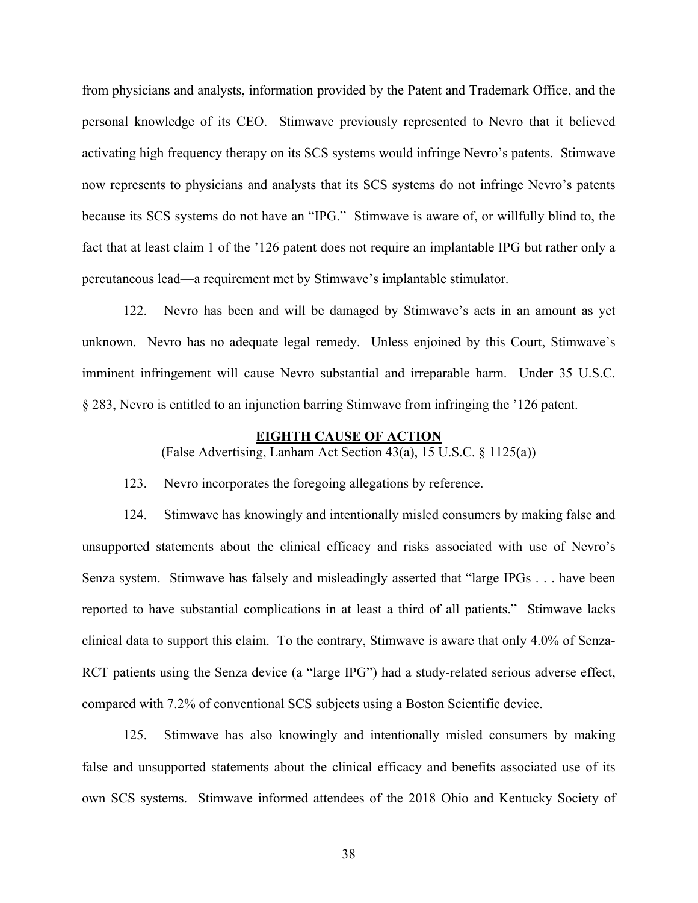from physicians and analysts, information provided by the Patent and Trademark Office, and the personal knowledge of its CEO. Stimwave previously represented to Nevro that it believed activating high frequency therapy on its SCS systems would infringe Nevro's patents. Stimwave now represents to physicians and analysts that its SCS systems do not infringe Nevro's patents because its SCS systems do not have an "IPG." Stimwave is aware of, or willfully blind to, the fact that at least claim 1 of the '126 patent does not require an implantable IPG but rather only a percutaneous lead—a requirement met by Stimwave's implantable stimulator.

122. Nevro has been and will be damaged by Stimwave's acts in an amount as yet unknown. Nevro has no adequate legal remedy. Unless enjoined by this Court, Stimwave's imminent infringement will cause Nevro substantial and irreparable harm. Under 35 U.S.C. § 283, Nevro is entitled to an injunction barring Stimwave from infringing the '126 patent.

## EIGHTH CAUSE OF ACTION

(False Advertising, Lanham Act Section 43(a), 15 U.S.C. § 1125(a))

123. Nevro incorporates the foregoing allegations by reference.

124. Stimwave has knowingly and intentionally misled consumers by making false and unsupported statements about the clinical efficacy and risks associated with use of Nevro's Senza system. Stimwave has falsely and misleadingly asserted that "large IPGs . . . have been reported to have substantial complications in at least a third of all patients." Stimwave lacks clinical data to support this claim. To the contrary, Stimwave is aware that only 4.0% of Senza-RCT patients using the Senza device (a "large IPG") had a study-related serious adverse effect, compared with 7.2% of conventional SCS subjects using a Boston Scientific device.

125. Stimwave has also knowingly and intentionally misled consumers by making false and unsupported statements about the clinical efficacy and benefits associated use of its own SCS systems. Stimwave informed attendees of the 2018 Ohio and Kentucky Society of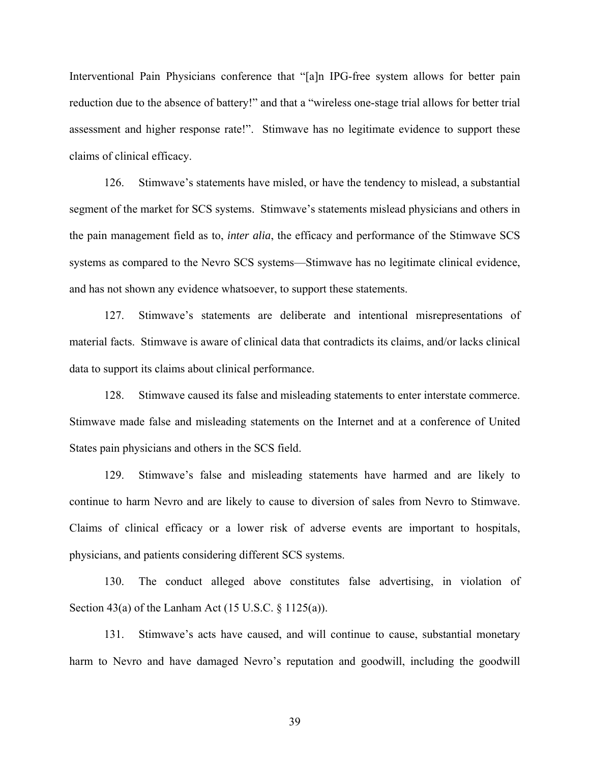Interventional Pain Physicians conference that "[a]n IPG-free system allows for better pain reduction due to the absence of battery!" and that a "wireless one-stage trial allows for better trial assessment and higher response rate!". Stimwave has no legitimate evidence to support these claims of clinical efficacy.

126. Stimwave's statements have misled, or have the tendency to mislead, a substantial segment of the market for SCS systems. Stimwave's statements mislead physicians and others in the pain management field as to, *inter alia*, the efficacy and performance of the Stimwave SCS systems as compared to the Nevro SCS systems—Stimwave has no legitimate clinical evidence, and has not shown any evidence whatsoever, to support these statements.

127. Stimwave's statements are deliberate and intentional misrepresentations of material facts. Stimwave is aware of clinical data that contradicts its claims, and/or lacks clinical data to support its claims about clinical performance.

128. Stimwave caused its false and misleading statements to enter interstate commerce. Stimwave made false and misleading statements on the Internet and at a conference of United States pain physicians and others in the SCS field.

129. Stimwave's false and misleading statements have harmed and are likely to continue to harm Nevro and are likely to cause to diversion of sales from Nevro to Stimwave. Claims of clinical efficacy or a lower risk of adverse events are important to hospitals, physicians, and patients considering different SCS systems.

130. The conduct alleged above constitutes false advertising, in violation of Section 43(a) of the Lanham Act (15 U.S.C. § 1125(a)).

131. Stimwave's acts have caused, and will continue to cause, substantial monetary harm to Nevro and have damaged Nevro's reputation and goodwill, including the goodwill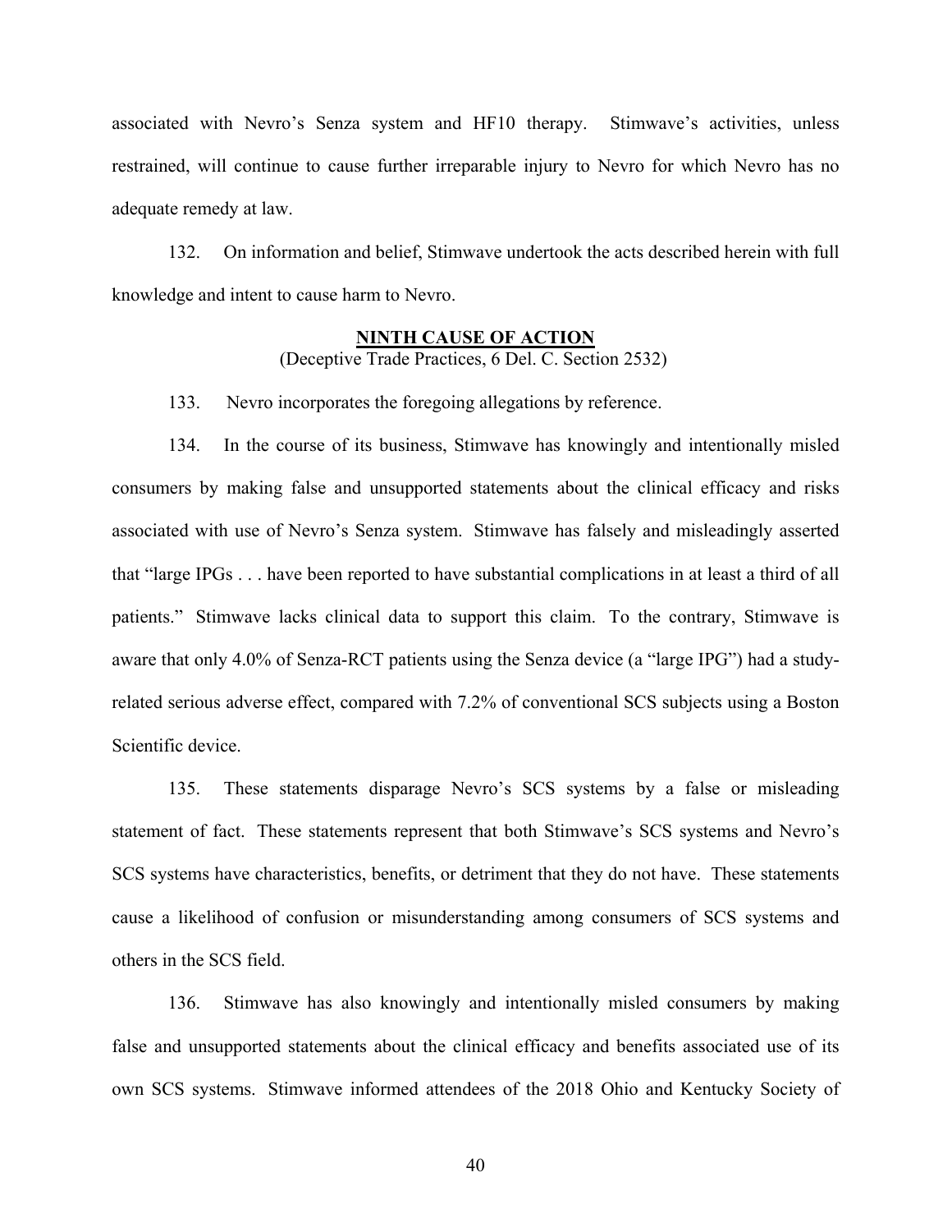associated with Nevro's Senza system and HF10 therapy. Stimwave's activities, unless restrained, will continue to cause further irreparable injury to Nevro for which Nevro has no adequate remedy at law.

132. On information and belief, Stimwave undertook the acts described herein with full knowledge and intent to cause harm to Nevro.

## NINTH CAUSE OF ACTION

(Deceptive Trade Practices, 6 Del. C. Section 2532)

133. Nevro incorporates the foregoing allegations by reference.

134. In the course of its business, Stimwave has knowingly and intentionally misled consumers by making false and unsupported statements about the clinical efficacy and risks associated with use of Nevro's Senza system. Stimwave has falsely and misleadingly asserted that "large IPGs . . . have been reported to have substantial complications in at least a third of all patients." Stimwave lacks clinical data to support this claim. To the contrary, Stimwave is aware that only 4.0% of Senza-RCT patients using the Senza device (a "large IPG") had a study-related serious adverse effect, compared with 7.2% of conventional SCS subjects using a Boston Scientific device.

135. These statements disparage Nevro's SCS systems by a false or misleading statement of fact. These statements represent that both Stimwave's SCS systems and Nevro's SCS systems have characteristics, benefits, or detriment that they do not have. These statements cause a likelihood of confusion or misunderstanding among consumers of SCS systems and others in the SCS field.

136. Stimwave has also knowingly and intentionally misled consumers by making false and unsupported statements about the clinical efficacy and benefits associated use of its own SCS systems. Stimwave informed attendees of the 2018 Ohio and Kentucky Society of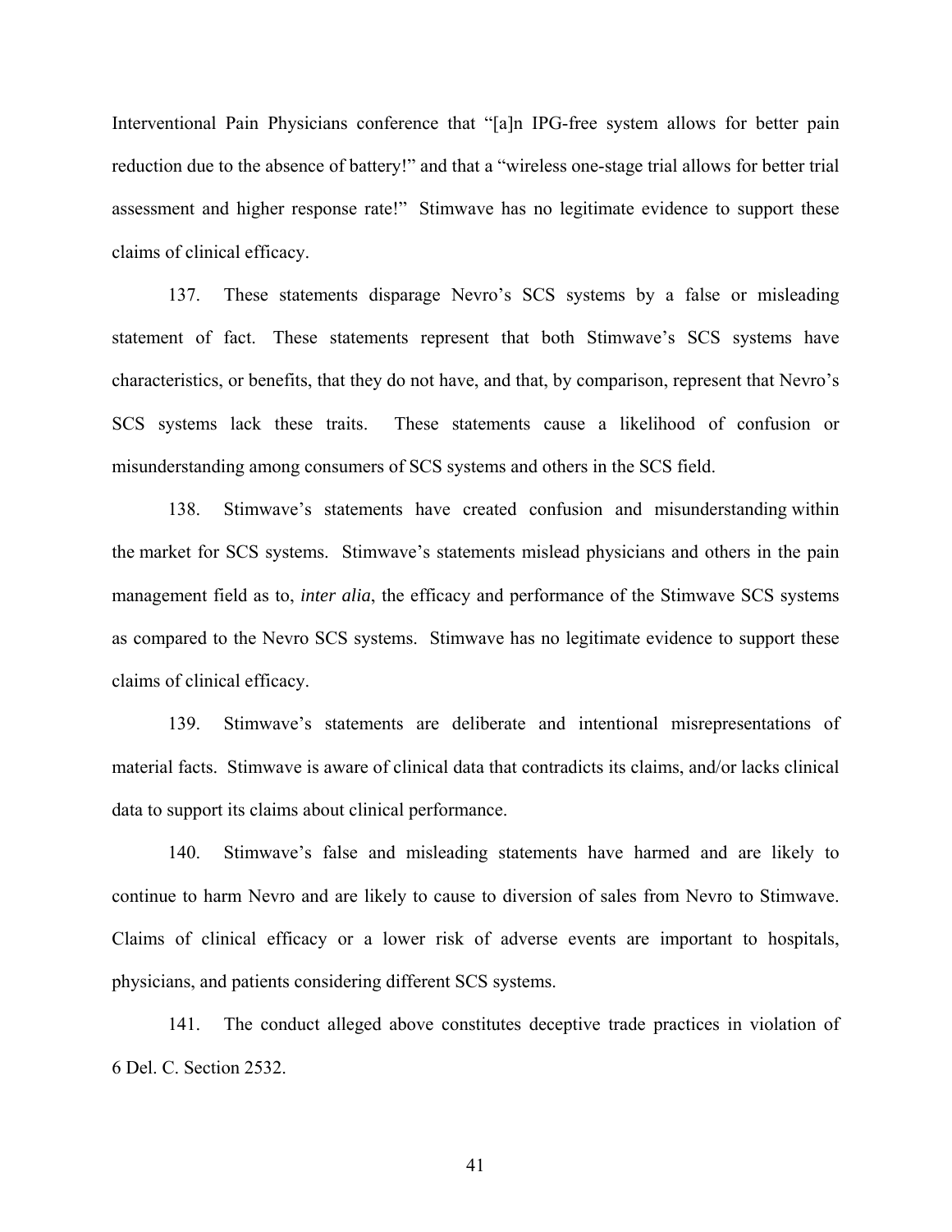Interventional Pain Physicians conference that "[a]n IPG-free system allows for better pain reduction due to the absence of battery!" and that a "wireless one-stage trial allows for better trial assessment and higher response rate!" Stimwave has no legitimate evidence to support these claims of clinical efficacy.

137. These statements disparage Nevro's SCS systems by a false or misleading statement of fact. These statements represent that both Stimwave's SCS systems have characteristics, or benefits, that they do not have, and that, by comparison, represent that Nevro's SCS systems lack these traits. These statements cause a likelihood of confusion or misunderstanding among consumers of SCS systems and others in the SCS field.

138. Stimwave's statements have created confusion and misunderstanding within the market for SCS systems. Stimwave's statements mislead physicians and others in the pain management field as to, *inter alia*, the efficacy and performance of the Stimwave SCS systems as compared to the Nevro SCS systems. Stimwave has no legitimate evidence to support these claims of clinical efficacy.

139. Stimwave's statements are deliberate and intentional misrepresentations of material facts. Stimwave is aware of clinical data that contradicts its claims, and/or lacks clinical data to support its claims about clinical performance.

140. Stimwave's false and misleading statements have harmed and are likely to continue to harm Nevro and are likely to cause to diversion of sales from Nevro to Stimwave. Claims of clinical efficacy or a lower risk of adverse events are important to hospitals, physicians, and patients considering different SCS systems.

141. The conduct alleged above constitutes deceptive trade practices in violation of 6 Del. C. Section 2532.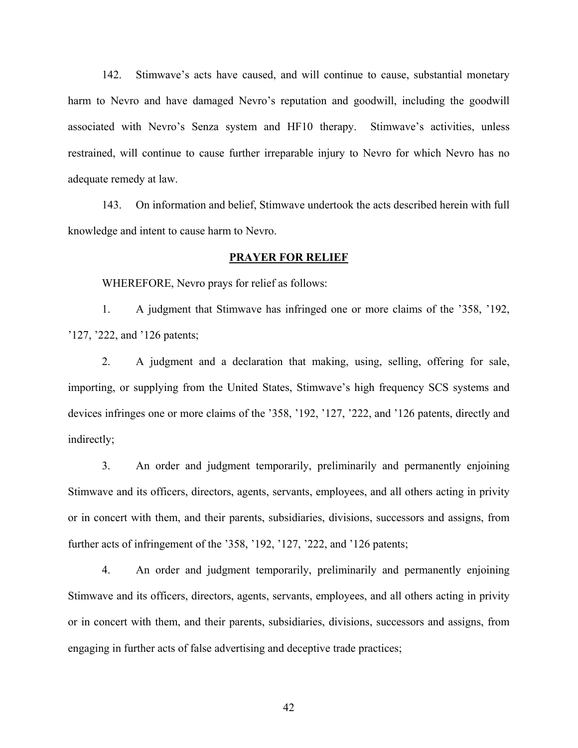142. Stimwave's acts have caused, and will continue to cause, substantial monetary harm to Nevro and have damaged Nevro's reputation and goodwill, including the goodwill associated with Nevro's Senza system and HF10 therapy. Stimwave's activities, unless restrained, will continue to cause further irreparable injury to Nevro for which Nevro has no adequate remedy at law.

143. On information and belief, Stimwave undertook the acts described herein with full knowledge and intent to cause harm to Nevro.

## PRAYER FOR RELIEF

WHEREFORE, Nevro prays for relief as follows:

1. A judgment that Stimwave has infringed one or more claims of the '358, '192, '127, '222, and '126 patents;

2. A judgment and a declaration that making, using, selling, offering for sale, importing, or supplying from the United States, Stimwave's high frequency SCS systems and devices infringes one or more claims of the '358, '192, '127, '222, and '126 patents, directly and indirectly;

3. An order and judgment temporarily, preliminarily and permanently enjoining Stimwave and its officers, directors, agents, servants, employees, and all others acting in privity or in concert with them, and their parents, subsidiaries, divisions, successors and assigns, from further acts of infringement of the '358, '192, '127, '222, and '126 patents;

4. An order and judgment temporarily, preliminarily and permanently enjoining Stimwave and its officers, directors, agents, servants, employees, and all others acting in privity or in concert with them, and their parents, subsidiaries, divisions, successors and assigns, from engaging in further acts of false advertising and deceptive trade practices;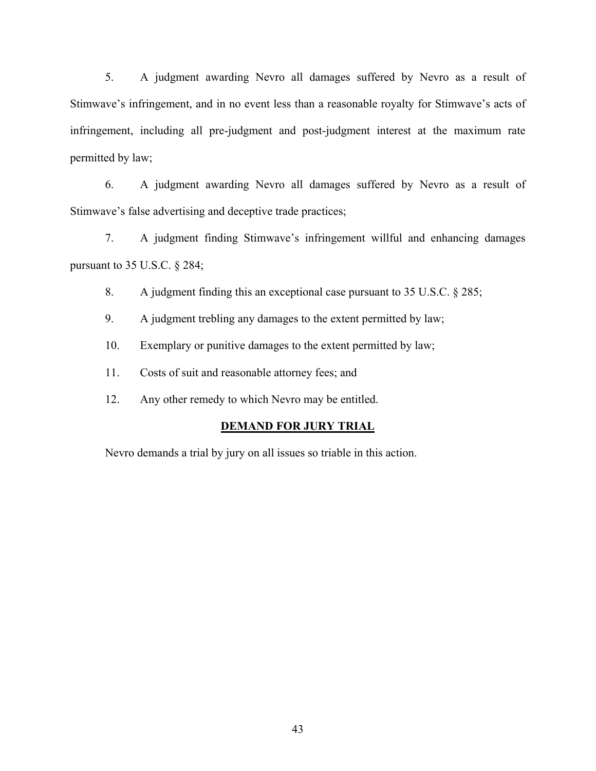5. A judgment awarding Nevro all damages suffered by Nevro as a result of Stimwave's infringement, and in no event less than a reasonable royalty for Stimwave's acts of infringement, including all pre-judgment and post-judgment interest at the maximum rate permitted by law;

6. A judgment awarding Nevro all damages suffered by Nevro as a result of Stimwave's false advertising and deceptive trade practices;

7. A judgment finding Stimwave's infringement willful and enhancing damages pursuant to 35 U.S.C. § 284;

8. A judgment finding this an exceptional case pursuant to 35 U.S.C. § 285;

9. A judgment trebling any damages to the extent permitted by law;

10. Exemplary or punitive damages to the extent permitted by law;

11. Costs of suit and reasonable attorney fees; and

12. Any other remedy to which Nevro may be entitled.

## DEMAND FOR JURY TRIAL

Nevro demands a trial by jury on all issues so triable in this action.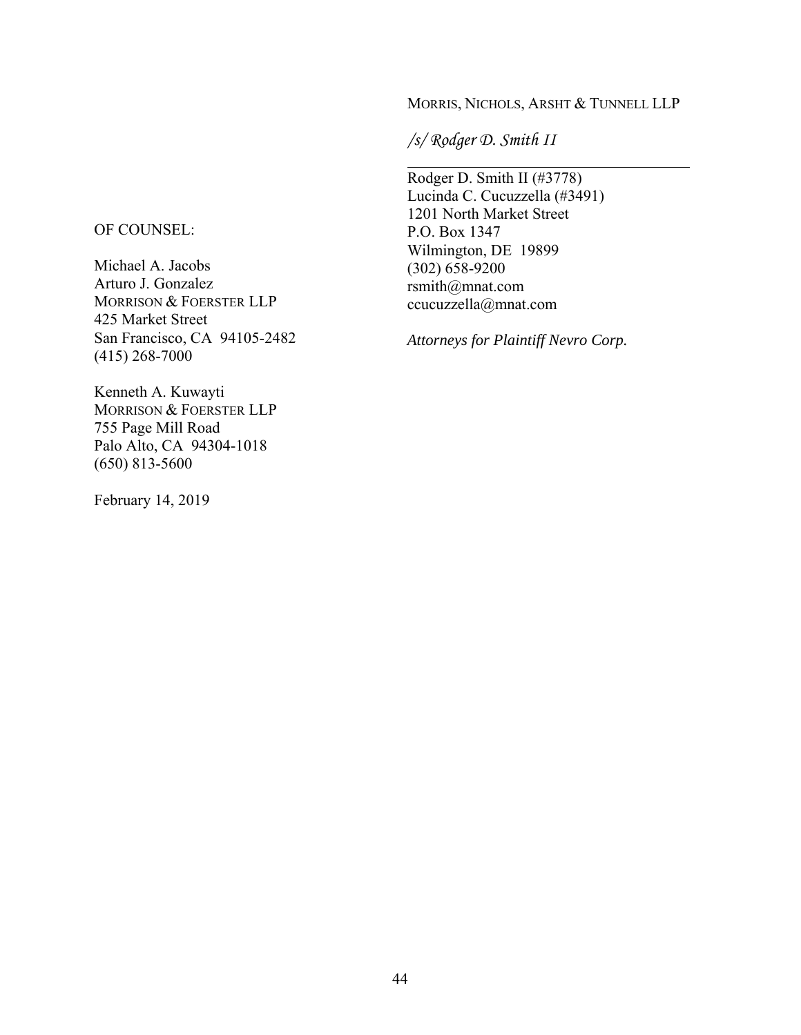MORRIS, NICHOLS, ARSHT & TUNNELL LLP

*/s/ Rodger D. Smith II*

Rodger D. Smith II (#3778)
Lucinda C. Cucuzzella (#3491)
1201 North Market Street
P.O. Box 1347
Wilmington, DE 19899
(302) 658-9200
rsmith@mnat.com
ccucuzzella@mnat.com

*Attorneys for Plaintiff Nevro Corp.*

OF COUNSEL:

Michael A. Jacobs
Arturo J. Gonzalez
MORRISON & FOERSTER LLP
425 Market Street
San Francisco, CA 94105-2482
(415) 268-7000

Kenneth A. Kuwayti
MORRISON & FOERSTER LLP
755 Page Mill Road
Palo Alto, CA 94304-1018
(650) 813-5600

February 14, 2019